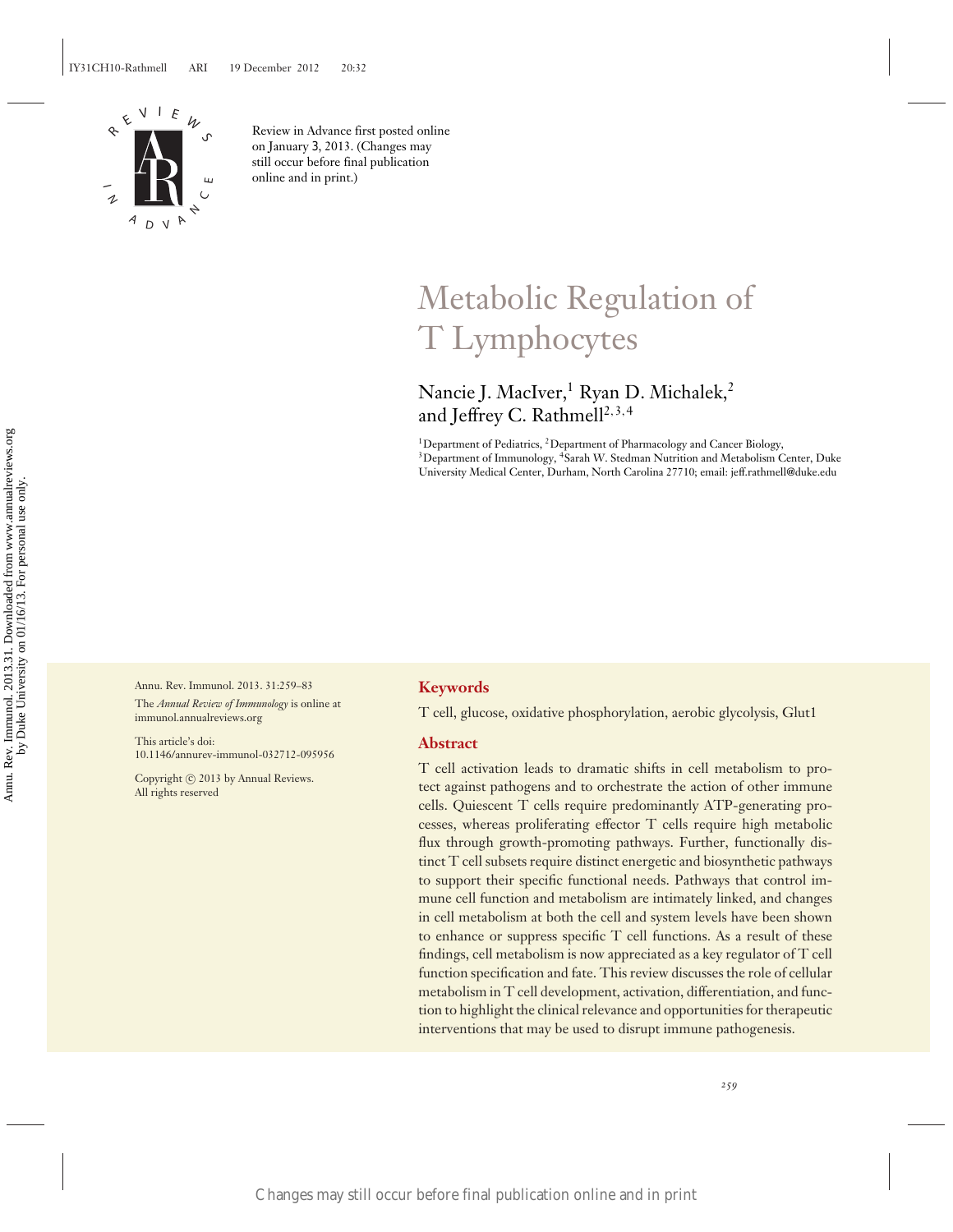Review in Advance first posted online on January 3, 2013. (Changes may still occur before final publication online and in print.)

# Metabolic Regulation of T Lymphocytes

Nancie J. MacIver,[1] Ryan D. Michalek,[2] and Jeffrey C. Rathmell[2,3,4]

[1]Department of Pediatrics, [2]Department of Pharmacology and Cancer Biology, [3]Department of Immunology, [4]Sarah W. Stedman Nutrition and Metabolism Center, Duke University Medical Center, Durham, North Carolina 27710; email: jeff.rathmell@duke.edu

Annu. Rev. Immunol. 2013. 31:259–83

The *Annual Review of Immunology* is online at immunol.annualreviews.org

This article's doi: 10.1146/annurev-immunol-032712-095956

Copyright © 2013 by Annual Reviews. All rights reserved

## Keywords

T cell, glucose, oxidative phosphorylation, aerobic glycolysis, Glut1

## Abstract

T cell activation leads to dramatic shifts in cell metabolism to protect against pathogens and to orchestrate the action of other immune cells. Quiescent T cells require predominantly ATP-generating processes, whereas proliferating effector T cells require high metabolic flux through growth-promoting pathways. Further, functionally distinct T cell subsets require distinct energetic and biosynthetic pathways to support their specific functional needs. Pathways that control immune cell function and metabolism are intimately linked, and changes in cell metabolism at both the cell and system levels have been shown to enhance or suppress specific T cell functions. As a result of these findings, cell metabolism is now appreciated as a key regulator of T cell function specification and fate. This review discusses the role of cellular metabolism in T cell development, activation, differentiation, and function to highlight the clinical relevance and opportunities for therapeutic interventions that may be used to disrupt immune pathogenesis.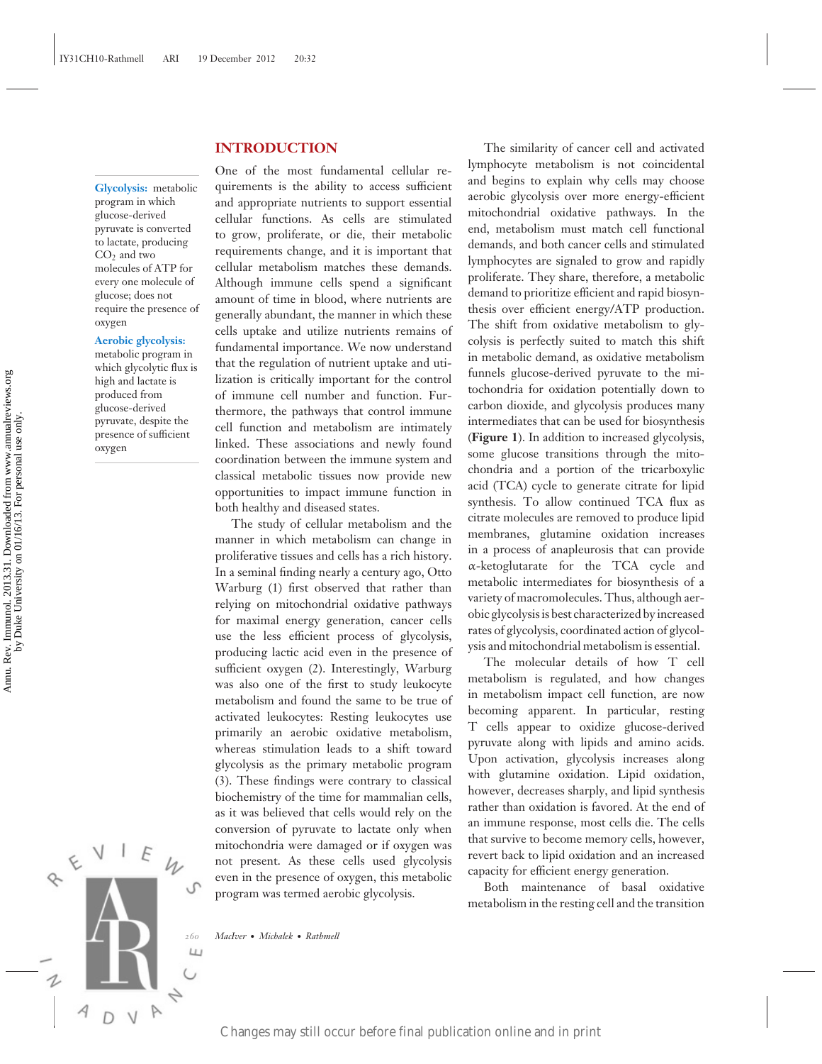**Glycolysis:** metabolic program in which glucose-derived pyruvate is converted to lactate, producing $CO_2$ and two molecules of ATP for every one molecule of glucose; does not require the presence of oxygen

**Aerobic glycolysis:** metabolic program in which glycolytic flux is high and lactate is produced from glucose-derived pyruvate, despite the presence of sufficient oxygen

## INTRODUCTION

One of the most fundamental cellular requirements is the ability to access sufficient and appropriate nutrients to support essential cellular functions. As cells are stimulated to grow, proliferate, or die, their metabolic requirements change, and it is important that cellular metabolism matches these demands. Although immune cells spend a significant amount of time in blood, where nutrients are generally abundant, the manner in which these cells uptake and utilize nutrients remains of fundamental importance. We now understand that the regulation of nutrient uptake and utilization is critically important for the control of immune cell number and function. Furthermore, the pathways that control immune cell function and metabolism are intimately linked. These associations and newly found coordination between the immune system and classical metabolic tissues now provide new opportunities to impact immune function in both healthy and diseased states.

The study of cellular metabolism and the manner in which metabolism can change in proliferative tissues and cells has a rich history. In a seminal finding nearly a century ago, Otto Warburg (1) first observed that rather than relying on mitochondrial oxidative pathways for maximal energy generation, cancer cells use the less efficient process of glycolysis, producing lactic acid even in the presence of sufficient oxygen (2). Interestingly, Warburg was also one of the first to study leukocyte metabolism and found the same to be true of activated leukocytes: Resting leukocytes use primarily an aerobic oxidative metabolism, whereas stimulation leads to a shift toward glycolysis as the primary metabolic program (3). These findings were contrary to classical biochemistry of the time for mammalian cells, as it was believed that cells would rely on the conversion of pyruvate to lactate only when mitochondria were damaged or if oxygen was not present. As these cells used glycolysis even in the presence of oxygen, this metabolic program was termed aerobic glycolysis.

The similarity of cancer cell and activated lymphocyte metabolism is not coincidental and begins to explain why cells may choose aerobic glycolysis over more energy-efficient mitochondrial oxidative pathways. In the end, metabolism must match cell functional demands, and both cancer cells and stimulated lymphocytes are signaled to grow and rapidly proliferate. They share, therefore, a metabolic demand to prioritize efficient and rapid biosynthesis over efficient energy/ATP production. The shift from oxidative metabolism to glycolysis is perfectly suited to match this shift in metabolic demand, as oxidative metabolism funnels glucose-derived pyruvate to the mitochondria for oxidation potentially down to carbon dioxide, and glycolysis produces many intermediates that can be used for biosynthesis (**Figure 1**). In addition to increased glycolysis, some glucose transitions through the mitochondria and a portion of the tricarboxylic acid (TCA) cycle to generate citrate for lipid synthesis. To allow continued TCA flux as citrate molecules are removed to produce lipid membranes, glutamine oxidation increases in a process of anapleurosis that can provide α-ketoglutarate for the TCA cycle and metabolic intermediates for biosynthesis of a variety of macromolecules. Thus, although aerobic glycolysis is best characterized by increased rates of glycolysis, coordinated action of glycolysis and mitochondrial metabolism is essential.

The molecular details of how T cell metabolism is regulated, and how changes in metabolism impact cell function, are now becoming apparent. In particular, resting T cells appear to oxidize glucose-derived pyruvate along with lipids and amino acids. Upon activation, glycolysis increases along with glutamine oxidation. Lipid oxidation, however, decreases sharply, and lipid synthesis rather than oxidation is favored. At the end of an immune response, most cells die. The cells that survive to become memory cells, however, revert back to lipid oxidation and an increased capacity for efficient energy generation.

Both maintenance of basal oxidative metabolism in the resting cell and the transition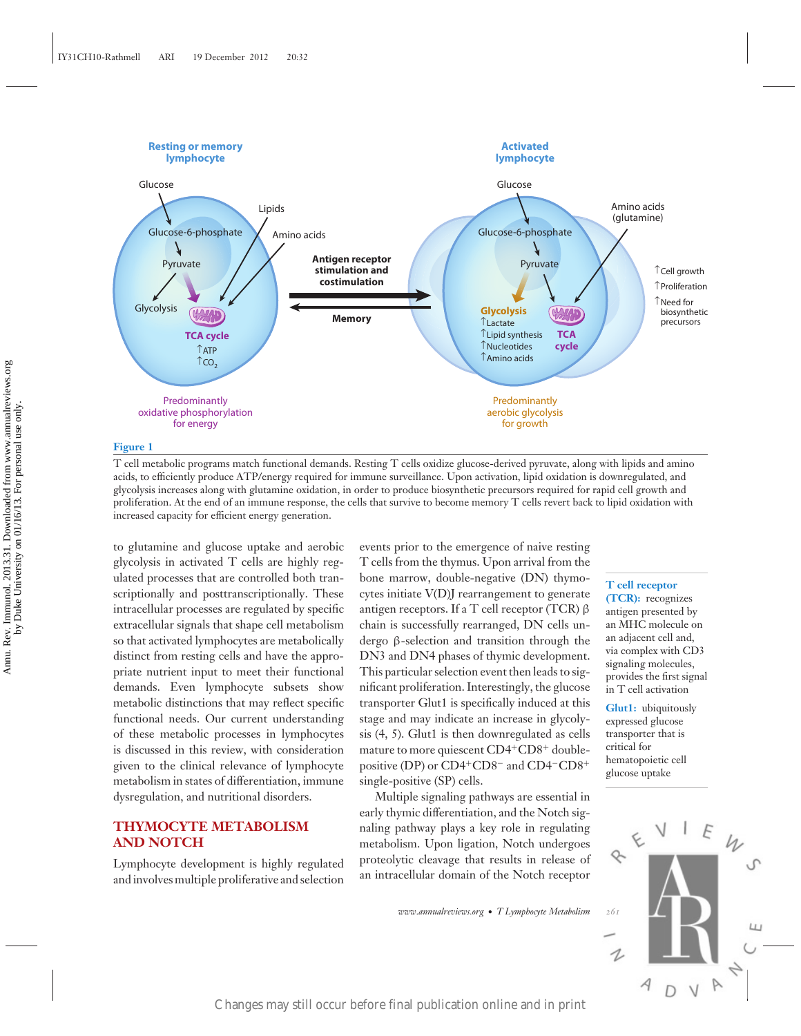**Figure 1**

T cell metabolic programs match functional demands. Resting T cells oxidize glucose-derived pyruvate, along with lipids and amino acids, to efficiently produce ATP/energy required for immune surveillance. Upon activation, lipid oxidation is downregulated, and glycolysis increases along with glutamine oxidation, in order to produce biosynthetic precursors required for rapid cell growth and proliferation. At the end of an immune response, the cells that survive to become memory T cells revert back to lipid oxidation with increased capacity for efficient energy generation.

to glutamine and glucose uptake and aerobic glycolysis in activated T cells are highly regulated processes that are controlled both transcriptionally and posttranscriptionally. These intracellular processes are regulated by specific extracellular signals that shape cell metabolism so that activated lymphocytes are metabolically distinct from resting cells and have the appropriate nutrient input to meet their functional demands. Even lymphocyte subsets show metabolic distinctions that may reflect specific functional needs. Our current understanding of these metabolic processes in lymphocytes is discussed in this review, with consideration given to the clinical relevance of lymphocyte metabolism in states of differentiation, immune dysregulation, and nutritional disorders.

## THYMOCYTE METABOLISM AND NOTCH

Lymphocyte development is highly regulated and involves multiple proliferative and selection events prior to the emergence of naive resting T cells from the thymus. Upon arrival from the bone marrow, double-negative (DN) thymocytes initiate V(D)J rearrangement to generate antigen receptors. If a T cell receptor (TCR) β chain is successfully rearranged, DN cells undergo β-selection and transition through the DN3 and DN4 phases of thymic development. This particular selection event then leads to significant proliferation. Interestingly, the glucose transporter Glut1 is specifically induced at this stage and may indicate an increase in glycolysis (4, 5). Glut1 is then downregulated as cells mature to more quiescent $CD4^+CD8^+$ double-positive (DP) or $CD4^+CD8^-$ and $CD4^-CD8^+$ single-positive (SP) cells.

Multiple signaling pathways are essential in early thymic differentiation, and the Notch signaling pathway plays a key role in regulating metabolism. Upon ligation, Notch undergoes proteolytic cleavage that results in release of an intracellular domain of the Notch receptor

**T cell receptor (TCR):** recognizes antigen presented by an MHC molecule on an adjacent cell and, via complex with CD3 signaling molecules, provides the first signal in T cell activation

**Glut1:** ubiquitously expressed glucose transporter that is critical for hematopoietic cell glucose uptake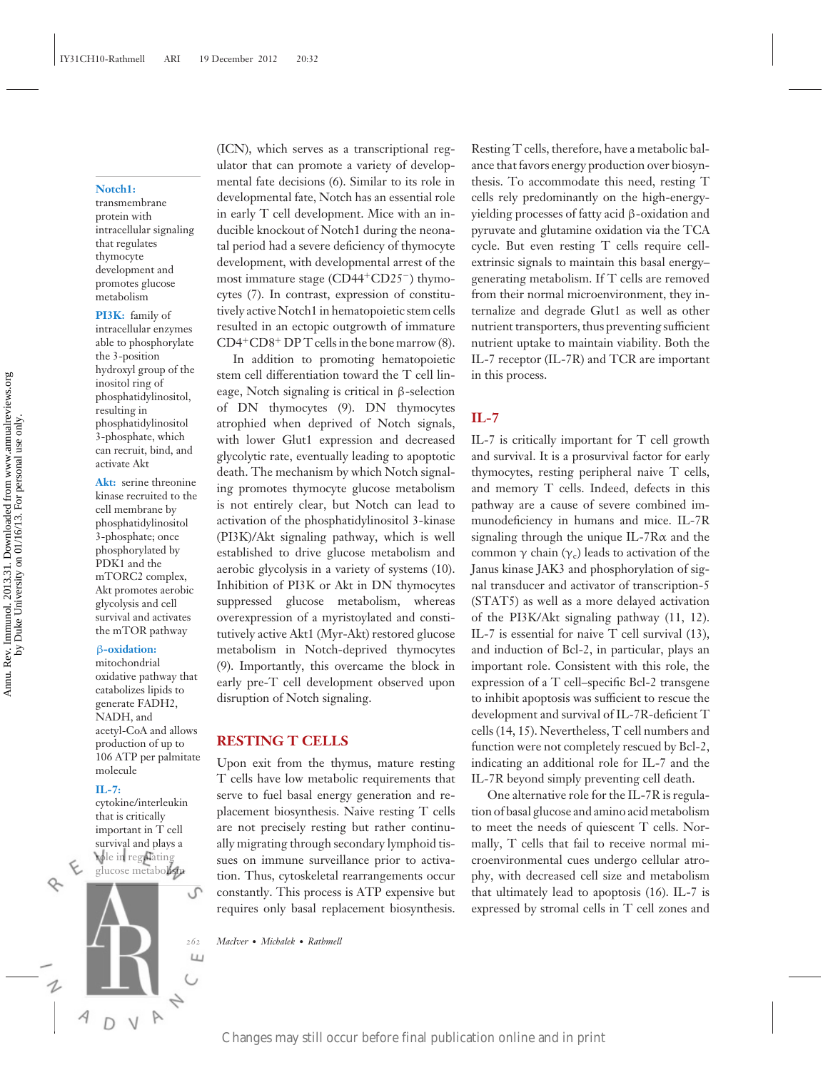(ICN), which serves as a transcriptional regulator that can promote a variety of developmental fate decisions (6). Similar to its role in developmental fate, Notch has an essential role in early T cell development. Mice with an inducible knockout of Notch1 during the neonatal period had a severe deficiency of thymocyte development, with developmental arrest of the most immature stage ($CD44^{+}CD25^{-}$) thymocytes (7). In contrast, expression of constitutively active Notch1 in hematopoietic stem cells resulted in an ectopic outgrowth of immature $CD4^{+}CD8^{+}$ DP T cells in the bone marrow (8).

In addition to promoting hematopoietic stem cell differentiation toward the T cell lineage, Notch signaling is critical in β-selection of DN thymocytes (9). DN thymocytes atrophied when deprived of Notch signals, with lower Glut1 expression and decreased glycolytic rate, eventually leading to apoptotic death. The mechanism by which Notch signaling promotes thymocyte glucose metabolism is not entirely clear, but Notch can lead to activation of the phosphatidylinositol 3-kinase (PI3K)/Akt signaling pathway, which is well established to drive glucose metabolism and aerobic glycolysis in a variety of systems (10). Inhibition of PI3K or Akt in DN thymocytes suppressed glucose metabolism, whereas overexpression of a myristoylated and constitutively active Akt1 (Myr-Akt) restored glucose metabolism in Notch-deprived thymocytes (9). Importantly, this overcame the block in early pre-T cell development observed upon disruption of Notch signaling.

**Notch1:** transmembrane protein with intracellular signaling that regulates thymocyte development and promotes glucose metabolism

**PI3K:** family of intracellular enzymes able to phosphorylate the 3-position hydroxyl group of the inositol ring of phosphatidylinositol, resulting in phosphatidylinositol 3-phosphate, which can recruit, bind, and activate Akt

**Akt:** serine threonine kinase recruited to the cell membrane by phosphatidylinositol 3-phosphate; once phosphorylated by PDK1 and the mTORC2 complex, Akt promotes aerobic glycolysis and cell survival and activates the mTOR pathway

**β-oxidation:** mitochondrial oxidative pathway that catabolizes lipids to generate FADH2, NADH, and acetyl-CoA and allows production of up to 106 ATP per palmitate molecule

**IL-7:** cytokine/interleukin that is critically important in T cell survival and plays a role in regulating glucose metabolism

## RESTING T CELLS

Upon exit from the thymus, mature resting T cells have low metabolic requirements that serve to fuel basal energy generation and replacement biosynthesis. Naive resting T cells are not precisely resting but rather continually migrating through secondary lymphoid tissues on immune surveillance prior to activation. Thus, cytoskeletal rearrangements occur constantly. This process is ATP expensive but requires only basal replacement biosynthesis. Resting T cells, therefore, have a metabolic balance that favors energy production over biosynthesis. To accommodate this need, resting T cells rely predominantly on the high-energy-yielding processes of fatty acid β-oxidation and pyruvate and glutamine oxidation via the TCA cycle. But even resting T cells require cell-extrinsic signals to maintain this basal energy–generating metabolism. If T cells are removed from their normal microenvironment, they internalize and degrade Glut1 as well as other nutrient transporters, thus preventing sufficient nutrient uptake to maintain viability. Both the IL-7 receptor (IL-7R) and TCR are important in this process.

## IL-7

IL-7 is critically important for T cell growth and survival. It is a prosurvival factor for early thymocytes, resting peripheral naive T cells, and memory T cells. Indeed, defects in this pathway are a cause of severe combined immunodeficiency in humans and mice. IL-7R signaling through the unique IL-7Rα and the common γ chain ($\gamma_c$) leads to activation of the Janus kinase JAK3 and phosphorylation of signal transducer and activator of transcription-5 (STAT5) as well as a more delayed activation of the PI3K/Akt signaling pathway (11, 12). IL-7 is essential for naive T cell survival (13), and induction of Bcl-2, in particular, plays an important role. Consistent with this role, the expression of a T cell–specific Bcl-2 transgene to inhibit apoptosis was sufficient to rescue the development and survival of IL-7R-deficient T cells (14, 15). Nevertheless, T cell numbers and function were not completely rescued by Bcl-2, indicating an additional role for IL-7 and the IL-7R beyond simply preventing cell death.

One alternative role for the IL-7R is regulation of basal glucose and amino acid metabolism to meet the needs of quiescent T cells. Normally, T cells that fail to receive normal microenvironmental cues undergo cellular atrophy, with decreased cell size and metabolism that ultimately lead to apoptosis (16). IL-7 is expressed by stromal cells in T cell zones and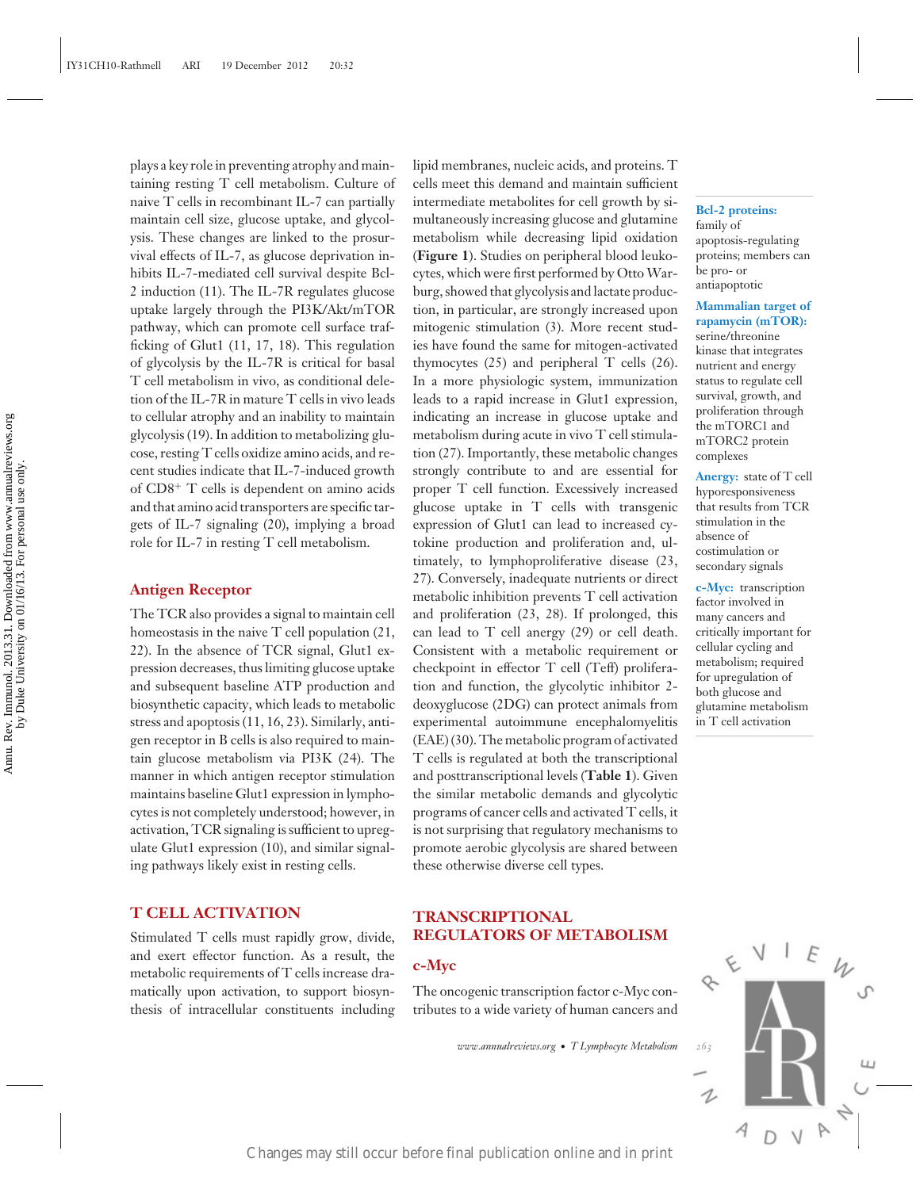plays a key role in preventing atrophy and maintaining resting T cell metabolism. Culture of naive T cells in recombinant IL-7 can partially maintain cell size, glucose uptake, and glycolysis. These changes are linked to the prosurvival effects of IL-7, as glucose deprivation inhibits IL-7-mediated cell survival despite Bcl-2 induction (11). The IL-7R regulates glucose uptake largely through the PI3K/Akt/mTOR pathway, which can promote cell surface trafficking of Glut1 (11, 17, 18). This regulation of glycolysis by the IL-7R is critical for basal T cell metabolism in vivo, as conditional deletion of the IL-7R in mature T cells in vivo leads to cellular atrophy and an inability to maintain glycolysis (19). In addition to metabolizing glucose, resting T cells oxidize amino acids, and recent studies indicate that IL-7-induced growth of $CD8^+$ T cells is dependent on amino acids and that amino acid transporters are specific targets of IL-7 signaling (20), implying a broad role for IL-7 in resting T cell metabolism.

### Antigen Receptor

The TCR also provides a signal to maintain cell homeostasis in the naive T cell population (21, 22). In the absence of TCR signal, Glut1 expression decreases, thus limiting glucose uptake and subsequent baseline ATP production and biosynthetic capacity, which leads to metabolic stress and apoptosis (11, 16, 23). Similarly, antigen receptor in B cells is also required to maintain glucose metabolism via PI3K (24). The manner in which antigen receptor stimulation maintains baseline Glut1 expression in lymphocytes is not completely understood; however, in activation, TCR signaling is sufficient to upregulate Glut1 expression (10), and similar signaling pathways likely exist in resting cells.

## T CELL ACTIVATION

Stimulated T cells must rapidly grow, divide, and exert effector function. As a result, the metabolic requirements of T cells increase dramatically upon activation, to support biosynthesis of intracellular constituents including lipid membranes, nucleic acids, and proteins. T cells meet this demand and maintain sufficient intermediate metabolites for cell growth by simultaneously increasing glucose and glutamine metabolism while decreasing lipid oxidation (**Figure 1**). Studies on peripheral blood leukocytes, which were first performed by Otto Warburg, showed that glycolysis and lactate production, in particular, are strongly increased upon mitogenic stimulation (3). More recent studies have found the same for mitogen-activated thymocytes (25) and peripheral T cells (26). In a more physiologic system, immunization leads to a rapid increase in Glut1 expression, indicating an increase in glucose uptake and metabolism during acute in vivo T cell stimulation (27). Importantly, these metabolic changes strongly contribute to and are essential for proper T cell function. Excessively increased glucose uptake in T cells with transgenic expression of Glut1 can lead to increased cytokine production and proliferation and, ultimately, to lymphoproliferative disease (23, 27). Conversely, inadequate nutrients or direct metabolic inhibition prevents T cell activation and proliferation (23, 28). If prolonged, this can lead to T cell anergy (29) or cell death. Consistent with a metabolic requirement or checkpoint in effector T cell (Teff) proliferation and function, the glycolytic inhibitor 2-deoxyglucose (2DG) can protect animals from experimental autoimmune encephalomyelitis (EAE) (30). The metabolic program of activated T cells is regulated at both the transcriptional and posttranscriptional levels (**Table 1**). Given the similar metabolic demands and glycolytic programs of cancer cells and activated T cells, it is not surprising that regulatory mechanisms to promote aerobic glycolysis are shared between these otherwise diverse cell types.

**Bcl-2 proteins:** family of apoptosis-regulating proteins; members can be pro- or antiapoptotic

**Mammalian target of rapamycin (mTOR):** serine/threonine kinase that integrates nutrient and energy status to regulate cell survival, growth, and proliferation through the mTORC1 and mTORC2 protein complexes

**Anergy:** state of T cell hyporesponsiveness that results from TCR stimulation in the absence of costimulation or secondary signals

**c-Myc:** transcription factor involved in many cancers and critically important for cellular cycling and metabolism; required for upregulation of both glucose and glutamine metabolism in T cell activation

## TRANSCRIPTIONAL REGULATORS OF METABOLISM

### c-Myc

The oncogenic transcription factor c-Myc contributes to a wide variety of human cancers and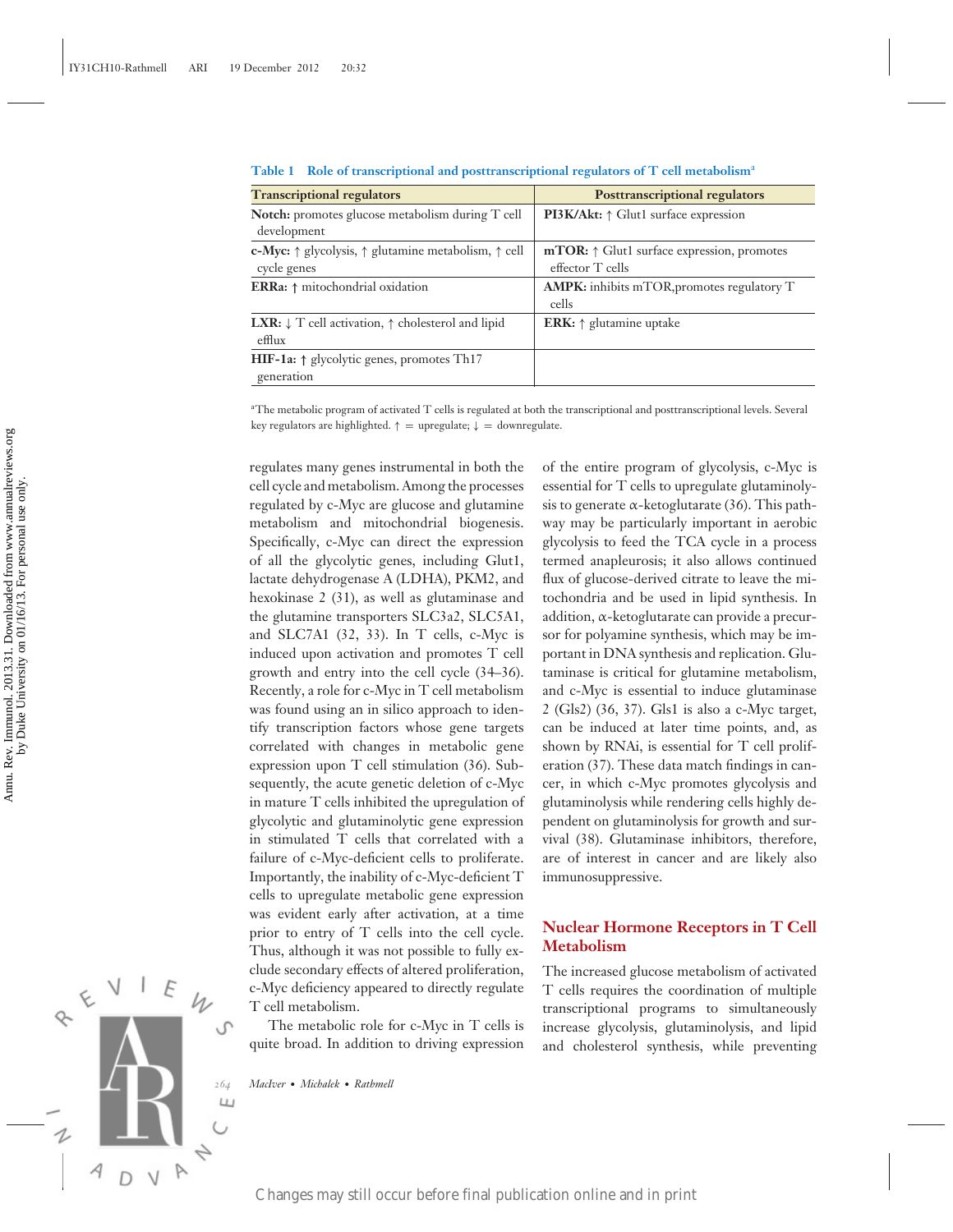**Table 1 Role of transcriptional and posttranscriptional regulators of T cell metabolism[a]**

| Transcriptional regulators | Posttranscriptional regulators |
|---|---|
| **Notch:** promotes glucose metabolism during T cell development | **PI3K/Akt:** ↑ Glut1 surface expression |
| **c-Myc:** ↑ glycolysis, ↑ glutamine metabolism, ↑ cell cycle genes | **mTOR:** ↑ Glut1 surface expression, promotes effector T cells |
| **ERRa:** ↑ mitochondrial oxidation | **AMPK:** inhibits mTOR,promotes regulatory T cells |
| **LXR:** ↓ T cell activation, ↑ cholesterol and lipid efflux | **ERK:** ↑ glutamine uptake |
| **HIF-1a:** ↑ glycolytic genes, promotes Th17 generation | |

[a]The metabolic program of activated T cells is regulated at both the transcriptional and posttranscriptional levels. Several key regulators are highlighted. ↑ = upregulate; ↓ = downregulate.

regulates many genes instrumental in both the cell cycle and metabolism. Among the processes regulated by c-Myc are glucose and glutamine metabolism and mitochondrial biogenesis. Specifically, c-Myc can direct the expression of all the glycolytic genes, including Glut1, lactate dehydrogenase A (LDHA), PKM2, and hexokinase 2 (31), as well as glutaminase and the glutamine transporters SLC3a2, SLC5A1, and SLC7A1 (32, 33). In T cells, c-Myc is induced upon activation and promotes T cell growth and entry into the cell cycle (34–36). Recently, a role for c-Myc in T cell metabolism was found using an in silico approach to identify transcription factors whose gene targets correlated with changes in metabolic gene expression upon T cell stimulation (36). Subsequently, the acute genetic deletion of c-Myc in mature T cells inhibited the upregulation of glycolytic and glutaminolytic gene expression in stimulated T cells that correlated with a failure of c-Myc-deficient cells to proliferate. Importantly, the inability of c-Myc-deficient T cells to upregulate metabolic gene expression was evident early after activation, at a time prior to entry of T cells into the cell cycle. Thus, although it was not possible to fully exclude secondary effects of altered proliferation, c-Myc deficiency appeared to directly regulate T cell metabolism.

The metabolic role for c-Myc in T cells is quite broad. In addition to driving expression of the entire program of glycolysis, c-Myc is essential for T cells to upregulate glutaminolysis to generate α-ketoglutarate (36). This pathway may be particularly important in aerobic glycolysis to feed the TCA cycle in a process termed anapleurosis; it also allows continued flux of glucose-derived citrate to leave the mitochondria and be used in lipid synthesis. In addition, α-ketoglutarate can provide a precursor for polyamine synthesis, which may be important in DNA synthesis and replication. Glutaminase is critical for glutamine metabolism, and c-Myc is essential to induce glutaminase 2 (Gls2) (36, 37). Gls1 is also a c-Myc target, can be induced at later time points, and, as shown by RNAi, is essential for T cell proliferation (37). These data match findings in cancer, in which c-Myc promotes glycolysis and glutaminolysis while rendering cells highly dependent on glutaminolysis for growth and survival (38). Glutaminase inhibitors, therefore, are of interest in cancer and are likely also immunosuppressive.

## Nuclear Hormone Receptors in T Cell Metabolism

The increased glucose metabolism of activated T cells requires the coordination of multiple transcriptional programs to simultaneously increase glycolysis, glutaminolysis, and lipid and cholesterol synthesis, while preventing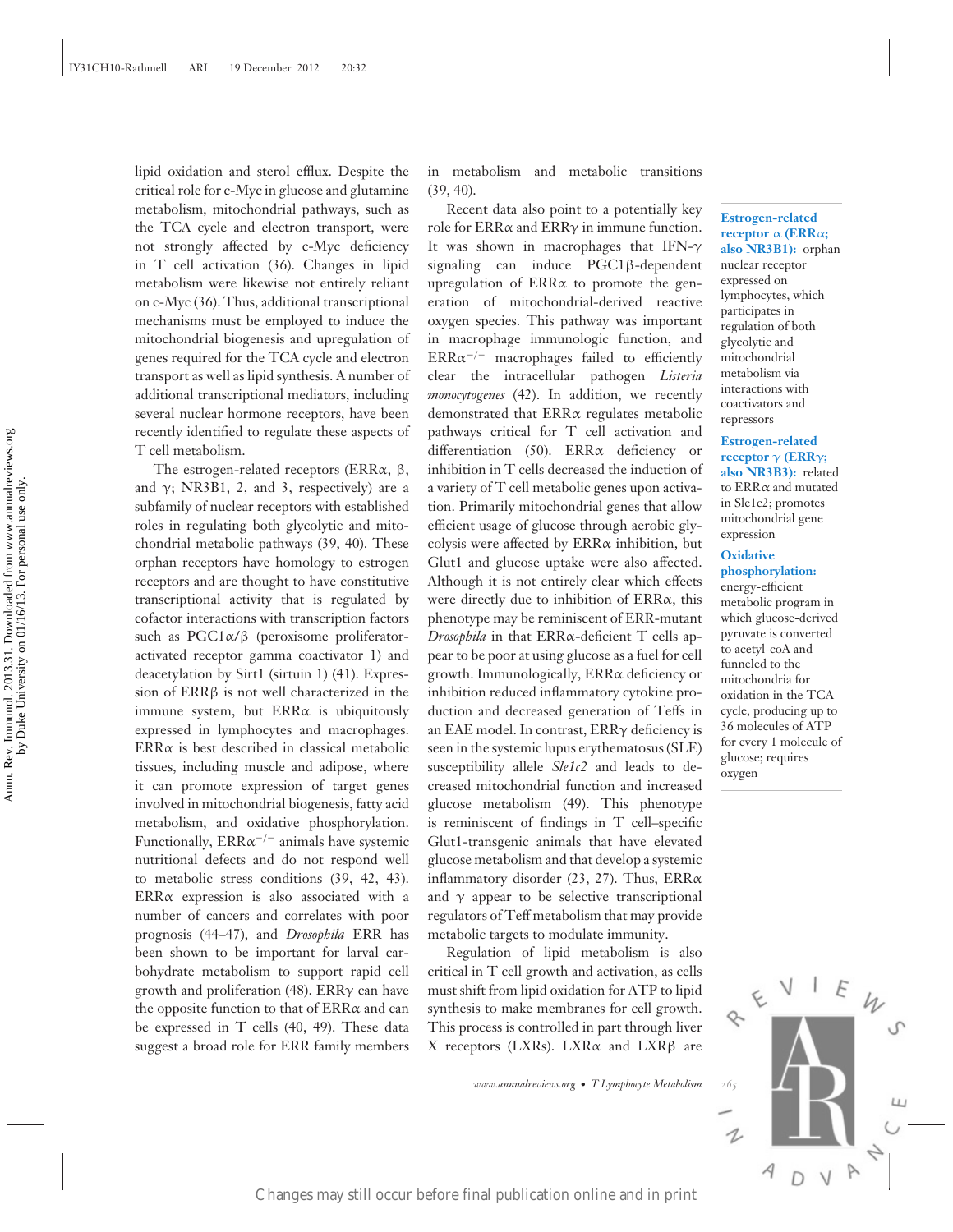lipid oxidation and sterol efflux. Despite the critical role for c-Myc in glucose and glutamine metabolism, mitochondrial pathways, such as the TCA cycle and electron transport, were not strongly affected by c-Myc deficiency in T cell activation (36). Changes in lipid metabolism were likewise not entirely reliant on c-Myc (36). Thus, additional transcriptional mechanisms must be employed to induce the mitochondrial biogenesis and upregulation of genes required for the TCA cycle and electron transport as well as lipid synthesis. A number of additional transcriptional mediators, including several nuclear hormone receptors, have been recently identified to regulate these aspects of T cell metabolism.

The estrogen-related receptors (ERRα, β, and γ; NR3B1, 2, and 3, respectively) are a subfamily of nuclear receptors with established roles in regulating both glycolytic and mitochondrial metabolic pathways (39, 40). These orphan receptors have homology to estrogen receptors and are thought to have constitutive transcriptional activity that is regulated by cofactor interactions with transcription factors such as PGC1α/β (peroxisome proliferator-activated receptor gamma coactivator 1) and deacetylation by Sirt1 (sirtuin 1) (41). Expression of ERRβ is not well characterized in the immune system, but ERRα is ubiquitously expressed in lymphocytes and macrophages. ERRα is best described in classical metabolic tissues, including muscle and adipose, where it can promote expression of target genes involved in mitochondrial biogenesis, fatty acid metabolism, and oxidative phosphorylation. Functionally, ERRα$^{-/-}$ animals have systemic nutritional defects and do not respond well to metabolic stress conditions (39, 42, 43). ERRα expression is also associated with a number of cancers and correlates with poor prognosis (44–47), and *Drosophila* ERR has been shown to be important for larval carbohydrate metabolism to support rapid cell growth and proliferation (48). ERRγ can have the opposite function to that of ERRα and can be expressed in T cells (40, 49). These data suggest a broad role for ERR family members in metabolism and metabolic transitions (39, 40).

Recent data also point to a potentially key role for ERRα and ERRγ in immune function. It was shown in macrophages that IFN-γ signaling can induce PGC1β-dependent upregulation of ERRα to promote the generation of mitochondrial-derived reactive oxygen species. This pathway was important in macrophage immunologic function, and ERRα$^{-/-}$ macrophages failed to efficiently clear the intracellular pathogen *Listeria monocytogenes* (42). In addition, we recently demonstrated that ERRα regulates metabolic pathways critical for T cell activation and differentiation (50). ERRα deficiency or inhibition in T cells decreased the induction of a variety of T cell metabolic genes upon activation. Primarily mitochondrial genes that allow efficient usage of glucose through aerobic glycolysis were affected by ERRα inhibition, but Glut1 and glucose uptake were also affected. Although it is not entirely clear which effects were directly due to inhibition of ERRα, this phenotype may be reminiscent of ERR-mutant *Drosophila* in that ERRα-deficient T cells appear to be poor at using glucose as a fuel for cell growth. Immunologically, ERRα deficiency or inhibition reduced inflammatory cytokine production and decreased generation of Teffs in an EAE model. In contrast, ERRγ deficiency is seen in the systemic lupus erythematosus (SLE) susceptibility allele *Sle1c2* and leads to decreased mitochondrial function and increased glucose metabolism (49). This phenotype is reminiscent of findings in T cell–specific Glut1-transgenic animals that have elevated glucose metabolism and that develop a systemic inflammatory disorder (23, 27). Thus, ERRα and γ appear to be selective transcriptional regulators of Teff metabolism that may provide metabolic targets to modulate immunity.

Regulation of lipid metabolism is also critical in T cell growth and activation, as cells must shift from lipid oxidation for ATP to lipid synthesis to make membranes for cell growth. This process is controlled in part through liver X receptors (LXRs). LXRα and LXRβ are

**Estrogen-related receptor α (ERRα; also NR3B1):** orphan nuclear receptor expressed on lymphocytes, which participates in regulation of both glycolytic and mitochondrial metabolism via interactions with coactivators and repressors

**Estrogen-related receptor γ (ERRγ; also NR3B3):** related to ERRα and mutated in Sle1c2; promotes mitochondrial gene expression

**Oxidative phosphorylation:** energy-efficient metabolic program in which glucose-derived pyruvate is converted to acetyl-coA and funneled to the mitochondria for oxidation in the TCA cycle, producing up to 36 molecules of ATP for every 1 molecule of glucose; requires oxygen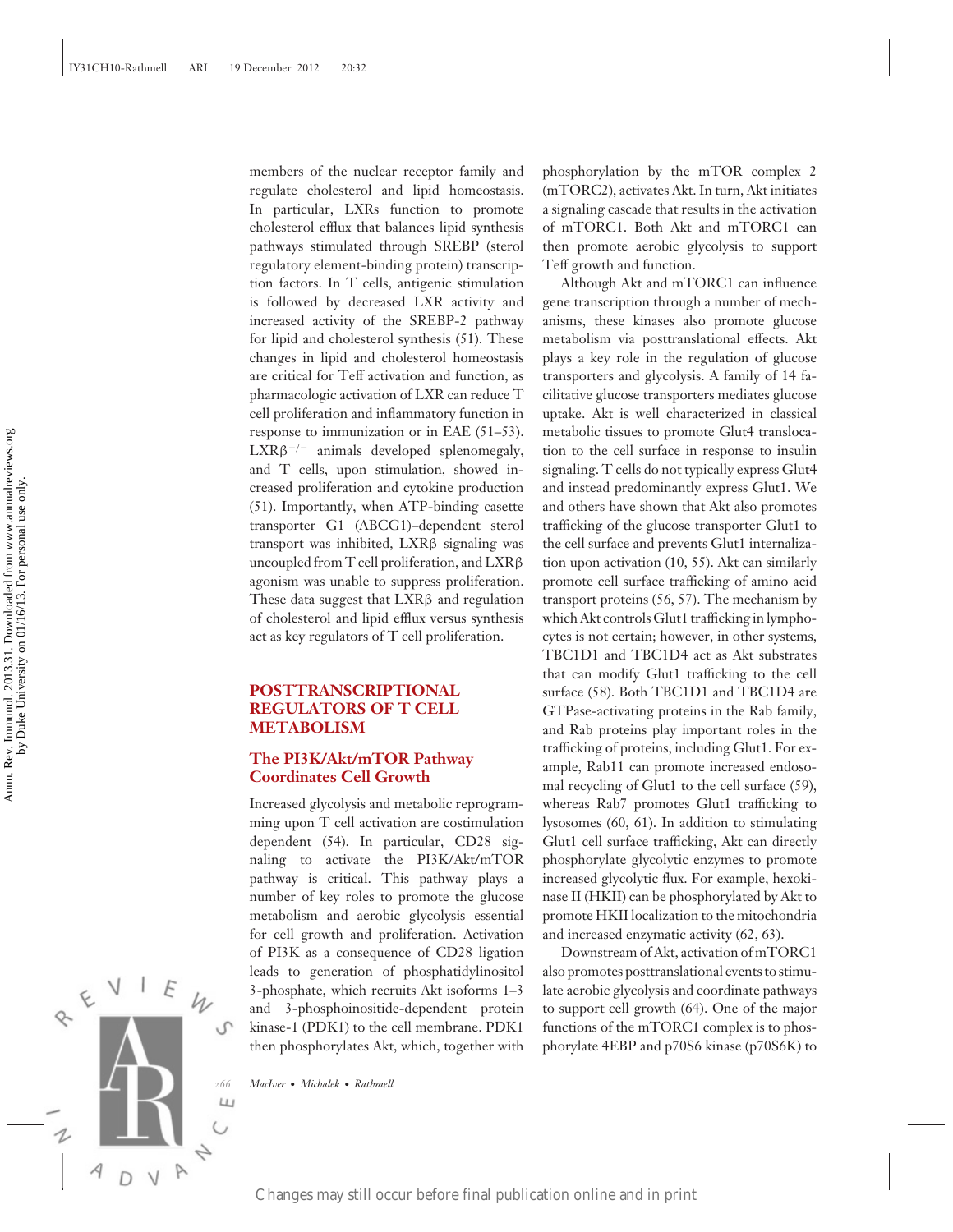members of the nuclear receptor family and regulate cholesterol and lipid homeostasis. In particular, LXRs function to promote cholesterol efflux that balances lipid synthesis pathways stimulated through SREBP (sterol regulatory element-binding protein) transcription factors. In T cells, antigenic stimulation is followed by decreased LXR activity and increased activity of the SREBP-2 pathway for lipid and cholesterol synthesis (51). These changes in lipid and cholesterol homeostasis are critical for Teff activation and function, as pharmacologic activation of LXR can reduce T cell proliferation and inflammatory function in response to immunization or in EAE (51–53). $LXR\beta^{-/-}$ animals developed splenomegaly, and T cells, upon stimulation, showed increased proliferation and cytokine production (51). Importantly, when ATP-binding casette transporter G1 (ABCG1)–dependent sterol transport was inhibited, LXRβ signaling was uncoupled from T cell proliferation, and LXRβ agonism was unable to suppress proliferation. These data suggest that LXRβ and regulation of cholesterol and lipid efflux versus synthesis act as key regulators of T cell proliferation.

## POSTTRANSCRIPTIONAL REGULATORS OF T CELL METABOLISM

### The PI3K/Akt/mTOR Pathway Coordinates Cell Growth

Increased glycolysis and metabolic reprogramming upon T cell activation are costimulation dependent (54). In particular, CD28 signaling to activate the PI3K/Akt/mTOR pathway is critical. This pathway plays a number of key roles to promote the glucose metabolism and aerobic glycolysis essential for cell growth and proliferation. Activation of PI3K as a consequence of CD28 ligation leads to generation of phosphatidylinositol 3-phosphate, which recruits Akt isoforms 1–3 and 3-phosphoinositide-dependent protein kinase-1 (PDK1) to the cell membrane. PDK1 then phosphorylates Akt, which, together with phosphorylation by the mTOR complex 2 (mTORC2), activates Akt. In turn, Akt initiates a signaling cascade that results in the activation of mTORC1. Both Akt and mTORC1 can then promote aerobic glycolysis to support Teff growth and function.

Although Akt and mTORC1 can influence gene transcription through a number of mechanisms, these kinases also promote glucose metabolism via posttranslational effects. Akt plays a key role in the regulation of glucose transporters and glycolysis. A family of 14 facilitative glucose transporters mediates glucose uptake. Akt is well characterized in classical metabolic tissues to promote Glut4 translocation to the cell surface in response to insulin signaling. T cells do not typically express Glut4 and instead predominantly express Glut1. We and others have shown that Akt also promotes trafficking of the glucose transporter Glut1 to the cell surface and prevents Glut1 internalization upon activation (10, 55). Akt can similarly promote cell surface trafficking of amino acid transport proteins (56, 57). The mechanism by which Akt controls Glut1 trafficking in lymphocytes is not certain; however, in other systems, TBC1D1 and TBC1D4 act as Akt substrates that can modify Glut1 trafficking to the cell surface (58). Both TBC1D1 and TBC1D4 are GTPase-activating proteins in the Rab family, and Rab proteins play important roles in the trafficking of proteins, including Glut1. For example, Rab11 can promote increased endosomal recycling of Glut1 to the cell surface (59), whereas Rab7 promotes Glut1 trafficking to lysosomes (60, 61). In addition to stimulating Glut1 cell surface trafficking, Akt can directly phosphorylate glycolytic enzymes to promote increased glycolytic flux. For example, hexokinase II (HKII) can be phosphorylated by Akt to promote HKII localization to the mitochondria and increased enzymatic activity (62, 63).

Downstream of Akt, activation of mTORC1 also promotes posttranslational events to stimulate aerobic glycolysis and coordinate pathways to support cell growth (64). One of the major functions of the mTORC1 complex is to phosphorylate 4EBP and p70S6 kinase (p70S6K) to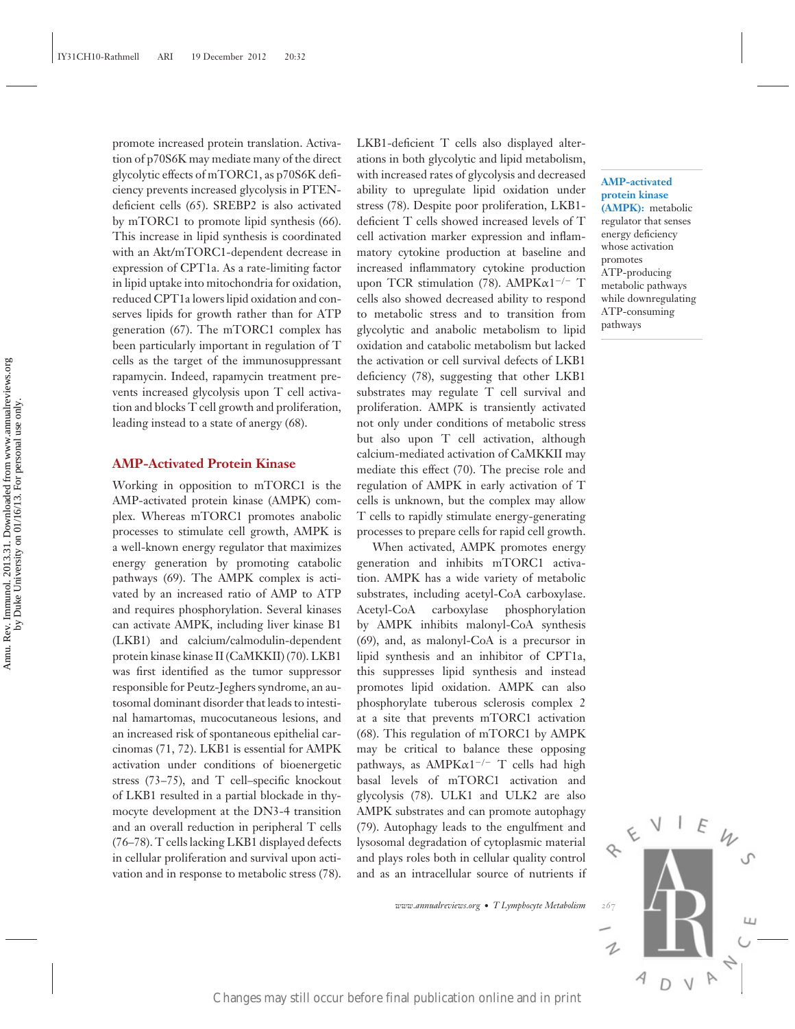promote increased protein translation. Activation of p70S6K may mediate many of the direct glycolytic effects of mTORC1, as p70S6K deficiency prevents increased glycolysis in PTEN-deficient cells (65). SREBP2 is also activated by mTORC1 to promote lipid synthesis (66). This increase in lipid synthesis is coordinated with an Akt/mTORC1-dependent decrease in expression of CPT1a. As a rate-limiting factor in lipid uptake into mitochondria for oxidation, reduced CPT1a lowers lipid oxidation and conserves lipids for growth rather than for ATP generation (67). The mTORC1 complex has been particularly important in regulation of T cells as the target of the immunosuppressant rapamycin. Indeed, rapamycin treatment prevents increased glycolysis upon T cell activation and blocks T cell growth and proliferation, leading instead to a state of anergy (68).

## AMP-Activated Protein Kinase

Working in opposition to mTORC1 is the AMP-activated protein kinase (AMPK) complex. Whereas mTORC1 promotes anabolic processes to stimulate cell growth, AMPK is a well-known energy regulator that maximizes energy generation by promoting catabolic pathways (69). The AMPK complex is activated by an increased ratio of AMP to ATP and requires phosphorylation. Several kinases can activate AMPK, including liver kinase B1 (LKB1) and calcium/calmodulin-dependent protein kinase kinase II (CaMKKII) (70). LKB1 was first identified as the tumor suppressor responsible for Peutz-Jeghers syndrome, an autosomal dominant disorder that leads to intestinal hamartomas, mucocutaneous lesions, and an increased risk of spontaneous epithelial carcinomas (71, 72). LKB1 is essential for AMPK activation under conditions of bioenergetic stress (73–75), and T cell–specific knockout of LKB1 resulted in a partial blockade in thymocyte development at the DN3-4 transition and an overall reduction in peripheral T cells (76–78). T cells lacking LKB1 displayed defects in cellular proliferation and survival upon activation and in response to metabolic stress (78). LKB1-deficient T cells also displayed alterations in both glycolytic and lipid metabolism, with increased rates of glycolysis and decreased ability to upregulate lipid oxidation under stress (78). Despite poor proliferation, LKB1-deficient T cells showed increased levels of T cell activation marker expression and inflammatory cytokine production at baseline and increased inflammatory cytokine production upon TCR stimulation (78). AMPK$\alpha1^{-/-}$ T cells also showed decreased ability to respond to metabolic stress and to transition from glycolytic and anabolic metabolism to lipid oxidation and catabolic metabolism but lacked the activation or cell survival defects of LKB1 deficiency (78), suggesting that other LKB1 substrates may regulate T cell survival and proliferation. AMPK is transiently activated not only under conditions of metabolic stress but also upon T cell activation, although calcium-mediated activation of CaMKKII may mediate this effect (70). The precise role and regulation of AMPK in early activation of T cells is unknown, but the complex may allow T cells to rapidly stimulate energy-generating processes to prepare cells for rapid cell growth.

**AMP-activated protein kinase (AMPK):** metabolic regulator that senses energy deficiency whose activation promotes ATP-producing metabolic pathways while downregulating ATP-consuming pathways

When activated, AMPK promotes energy generation and inhibits mTORC1 activation. AMPK has a wide variety of metabolic substrates, including acetyl-CoA carboxylase. Acetyl-CoA carboxylase phosphorylation by AMPK inhibits malonyl-CoA synthesis (69), and, as malonyl-CoA is a precursor in lipid synthesis and an inhibitor of CPT1a, this suppresses lipid synthesis and instead promotes lipid oxidation. AMPK can also phosphorylate tuberous sclerosis complex 2 at a site that prevents mTORC1 activation (68). This regulation of mTORC1 by AMPK may be critical to balance these opposing pathways, as AMPK$\alpha1^{-/-}$ T cells had high basal levels of mTORC1 activation and glycolysis (78). ULK1 and ULK2 are also AMPK substrates and can promote autophagy (79). Autophagy leads to the engulfment and lysosomal degradation of cytoplasmic material and plays roles both in cellular quality control and as an intracellular source of nutrients if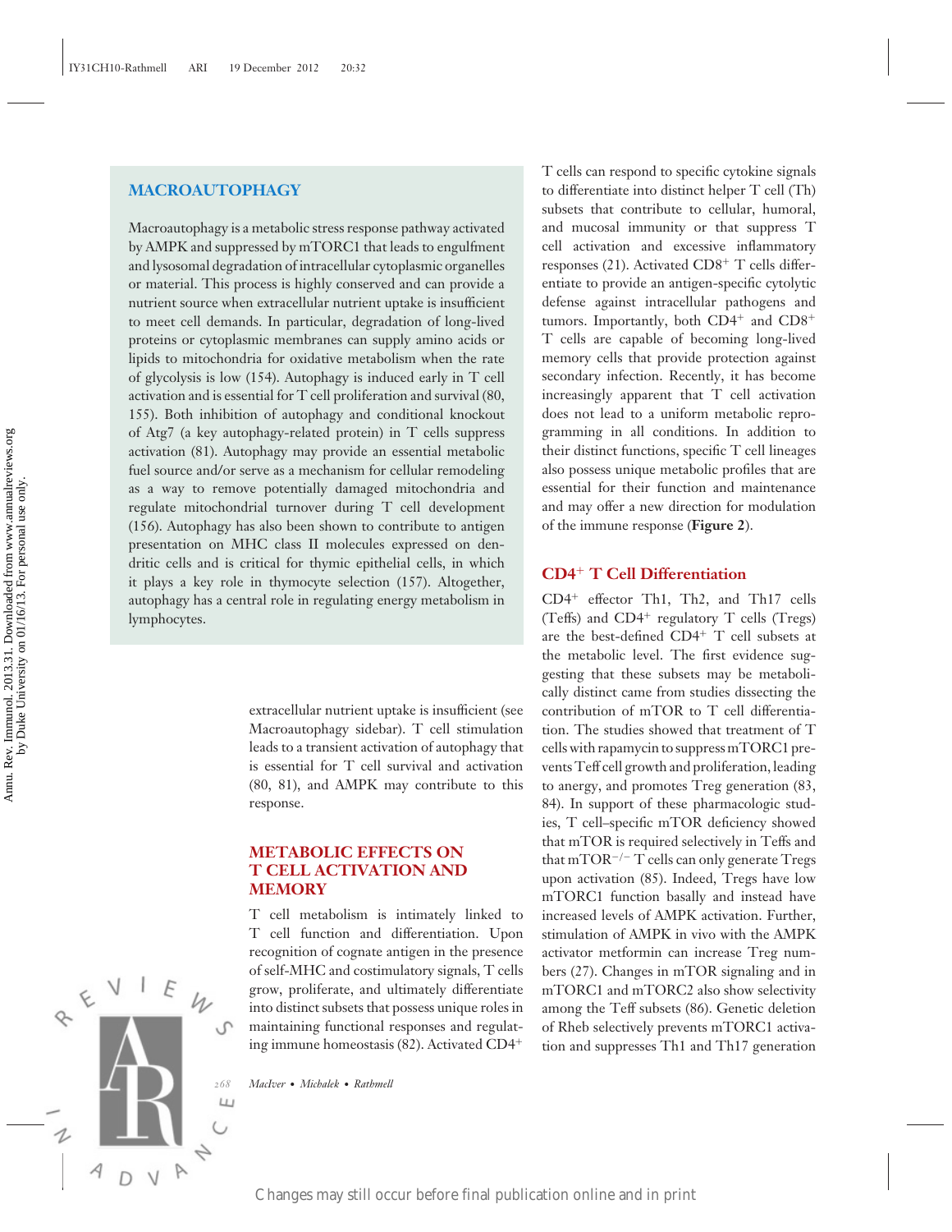## MACROAUTOPHAGY

Macroautophagy is a metabolic stress response pathway activated by AMPK and suppressed by mTORC1 that leads to engulfment and lysosomal degradation of intracellular cytoplasmic organelles or material. This process is highly conserved and can provide a nutrient source when extracellular nutrient uptake is insufficient to meet cell demands. In particular, degradation of long-lived proteins or cytoplasmic membranes can supply amino acids or lipids to mitochondria for oxidative metabolism when the rate of glycolysis is low (154). Autophagy is induced early in T cell activation and is essential for T cell proliferation and survival (80, 155). Both inhibition of autophagy and conditional knockout of Atg7 (a key autophagy-related protein) in T cells suppress activation (81). Autophagy may provide an essential metabolic fuel source and/or serve as a mechanism for cellular remodeling as a way to remove potentially damaged mitochondria and regulate mitochondrial turnover during T cell development (156). Autophagy has also been shown to contribute to antigen presentation on MHC class II molecules expressed on dendritic cells and is critical for thymic epithelial cells, in which it plays a key role in thymocyte selection (157). Altogether, autophagy has a central role in regulating energy metabolism in lymphocytes.

extracellular nutrient uptake is insufficient (see Macroautophagy sidebar). T cell stimulation leads to a transient activation of autophagy that is essential for T cell survival and activation (80, 81), and AMPK may contribute to this response.

## METABOLIC EFFECTS ON T CELL ACTIVATION AND MEMORY

T cell metabolism is intimately linked to T cell function and differentiation. Upon recognition of cognate antigen in the presence of self-MHC and costimulatory signals, T cells grow, proliferate, and ultimately differentiate into distinct subsets that possess unique roles in maintaining functional responses and regulating immune homeostasis (82). Activated CD4$^+$ T cells can respond to specific cytokine signals to differentiate into distinct helper T cell (Th) subsets that contribute to cellular, humoral, and mucosal immunity or that suppress T cell activation and excessive inflammatory responses (21). Activated CD8$^+$ T cells differentiate to provide an antigen-specific cytolytic defense against intracellular pathogens and tumors. Importantly, both CD4$^+$ and CD8$^+$ T cells are capable of becoming long-lived memory cells that provide protection against secondary infection. Recently, it has become increasingly apparent that T cell activation does not lead to a uniform metabolic reprogramming in all conditions. In addition to their distinct functions, specific T cell lineages also possess unique metabolic profiles that are essential for their function and maintenance and may offer a new direction for modulation of the immune response (**Figure 2**).

### CD4$^+$ T Cell Differentiation

CD4$^+$ effector Th1, Th2, and Th17 cells (Teffs) and CD4$^+$ regulatory T cells (Tregs) are the best-defined CD4$^+$ T cell subsets at the metabolic level. The first evidence suggesting that these subsets may be metabolically distinct came from studies dissecting the contribution of mTOR to T cell differentiation. The studies showed that treatment of T cells with rapamycin to suppress mTORC1 prevents Teff cell growth and proliferation, leading to anergy, and promotes Treg generation (83, 84). In support of these pharmacologic studies, T cell–specific mTOR deficiency showed that mTOR is required selectively in Teffs and that mTOR$^{-/-}$ T cells can only generate Tregs upon activation (85). Indeed, Tregs have low mTORC1 function basally and instead have increased levels of AMPK activation. Further, stimulation of AMPK in vivo with the AMPK activator metformin can increase Treg numbers (27). Changes in mTOR signaling and in mTORC1 and mTORC2 also show selectivity among the Teff subsets (86). Genetic deletion of Rheb selectively prevents mTORC1 activation and suppresses Th1 and Th17 generation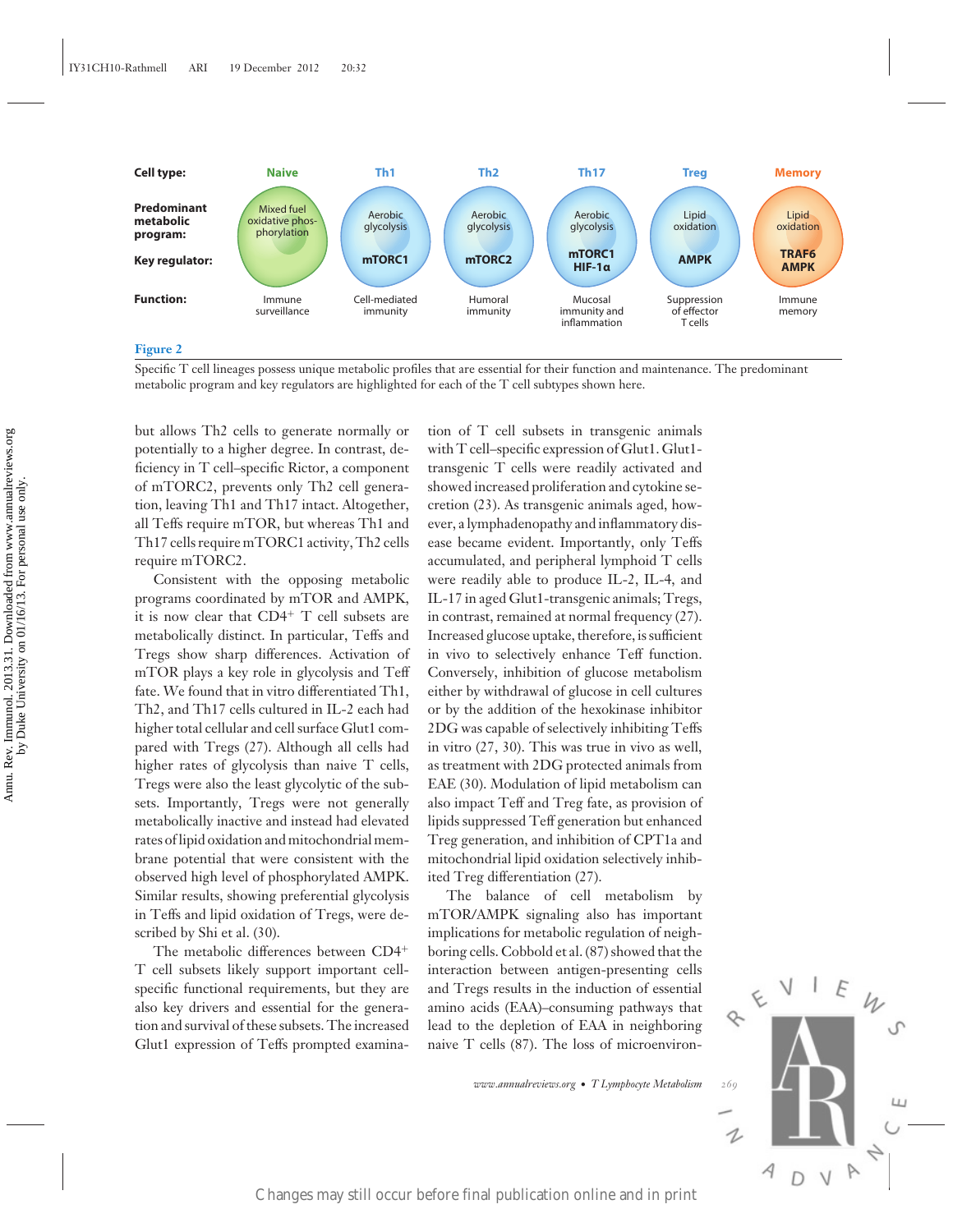| Cell type: | Naive | Th1 | Th2 | Th17 | Treg | Memory |
|---|---|---|---|---|---|---|
| Predominant metabolic program: | Mixed fuel oxidative phosphorylation | Aerobic glycolysis | Aerobic glycolysis | Aerobic glycolysis | Lipid oxidation | Lipid oxidation |
| Key regulator: | | mTORC1 | mTORC2 | mTORC1 HIF-1α | AMPK | TRAF6 AMPK |
| Function: | Immune surveillance | Cell-mediated immunity | Humoral immunity | Mucosal immunity and inflammation | Suppression of effector T cells | Immune memory |

**Figure 2**

Specific T cell lineages possess unique metabolic profiles that are essential for their function and maintenance. The predominant metabolic program and key regulators are highlighted for each of the T cell subtypes shown here.

but allows Th2 cells to generate normally or potentially to a higher degree. In contrast, deficiency in T cell–specific Rictor, a component of mTORC2, prevents only Th2 cell generation, leaving Th1 and Th17 intact. Altogether, all Teffs require mTOR, but whereas Th1 and Th17 cells require mTORC1 activity, Th2 cells require mTORC2.

Consistent with the opposing metabolic programs coordinated by mTOR and AMPK, it is now clear that $CD4^+$ T cell subsets are metabolically distinct. In particular, Teffs and Tregs show sharp differences. Activation of mTOR plays a key role in glycolysis and Teff fate. We found that in vitro differentiated Th1, Th2, and Th17 cells cultured in IL-2 each had higher total cellular and cell surface Glut1 compared with Tregs (27). Although all cells had higher rates of glycolysis than naive T cells, Tregs were also the least glycolytic of the subsets. Importantly, Tregs were not generally metabolically inactive and instead had elevated rates of lipid oxidation and mitochondrial membrane potential that were consistent with the observed high level of phosphorylated AMPK. Similar results, showing preferential glycolysis in Teffs and lipid oxidation of Tregs, were described by Shi et al. (30).

The metabolic differences between $CD4^+$ T cell subsets likely support important cell-specific functional requirements, but they are also key drivers and essential for the generation and survival of these subsets. The increased Glut1 expression of Teffs prompted examination of T cell subsets in transgenic animals with T cell–specific expression of Glut1. Glut1-transgenic T cells were readily activated and showed increased proliferation and cytokine secretion (23). As transgenic animals aged, however, a lymphadenopathy and inflammatory disease became evident. Importantly, only Teffs accumulated, and peripheral lymphoid T cells were readily able to produce IL-2, IL-4, and IL-17 in aged Glut1-transgenic animals; Tregs, in contrast, remained at normal frequency (27). Increased glucose uptake, therefore, is sufficient in vivo to selectively enhance Teff function. Conversely, inhibition of glucose metabolism either by withdrawal of glucose in cell cultures or by the addition of the hexokinase inhibitor 2DG was capable of selectively inhibiting Teffs in vitro (27, 30). This was true in vivo as well, as treatment with 2DG protected animals from EAE (30). Modulation of lipid metabolism can also impact Teff and Treg fate, as provision of lipids suppressed Teff generation but enhanced Treg generation, and inhibition of CPT1a and mitochondrial lipid oxidation selectively inhibited Treg differentiation (27).

The balance of cell metabolism by mTOR/AMPK signaling also has important implications for metabolic regulation of neighboring cells. Cobbold et al. (87) showed that the interaction between antigen-presenting cells and Tregs results in the induction of essential amino acids (EAA)–consuming pathways that lead to the depletion of EAA in neighboring naive T cells (87). The loss of microenviron-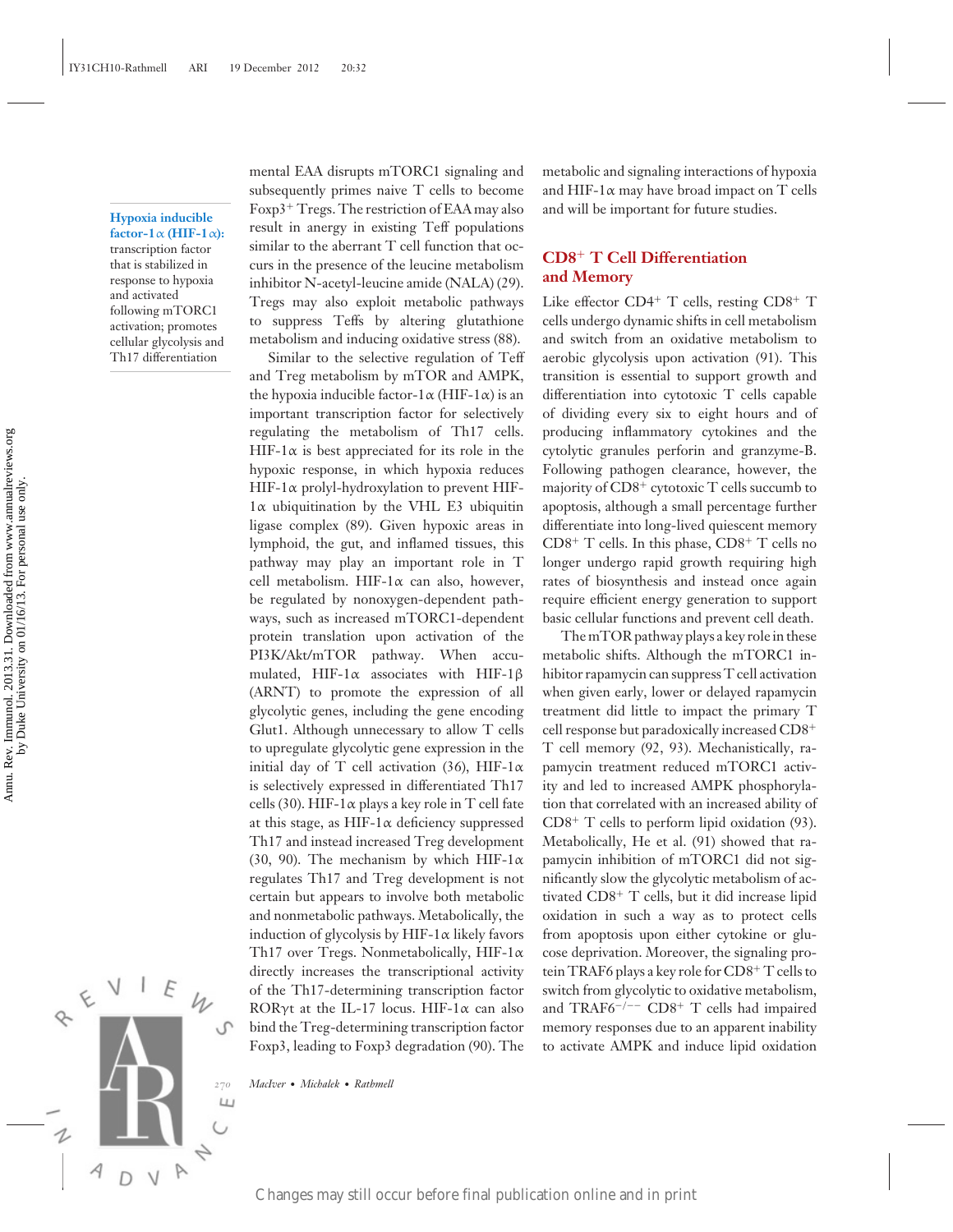**Hypoxia inducible factor-1α (HIF-1α):** transcription factor that is stabilized in response to hypoxia and activated following mTORC1 activation; promotes cellular glycolysis and Th17 differentiation

mental EAA disrupts mTORC1 signaling and subsequently primes naive T cells to become Foxp3+ Tregs. The restriction of EAA may also result in anergy in existing Teff populations similar to the aberrant T cell function that occurs in the presence of the leucine metabolism inhibitor N-acetyl-leucine amide (NALA) (29). Tregs may also exploit metabolic pathways to suppress Teffs by altering glutathione metabolism and inducing oxidative stress (88).

Similar to the selective regulation of Teff and Treg metabolism by mTOR and AMPK, the hypoxia inducible factor-1α (HIF-1α) is an important transcription factor for selectively regulating the metabolism of Th17 cells. HIF-1α is best appreciated for its role in the hypoxic response, in which hypoxia reduces HIF-1α prolyl-hydroxylation to prevent HIF-1α ubiquitination by the VHL E3 ubiquitin ligase complex (89). Given hypoxic areas in lymphoid, the gut, and inflamed tissues, this pathway may play an important role in T cell metabolism. HIF-1α can also, however, be regulated by nonoxygen-dependent pathways, such as increased mTORC1-dependent protein translation upon activation of the PI3K/Akt/mTOR pathway. When accumulated, HIF-1α associates with HIF-1β (ARNT) to promote the expression of all glycolytic genes, including the gene encoding Glut1. Although unnecessary to allow T cells to upregulate glycolytic gene expression in the initial day of T cell activation (36), HIF-1α is selectively expressed in differentiated Th17 cells (30). HIF-1α plays a key role in T cell fate at this stage, as HIF-1α deficiency suppressed Th17 and instead increased Treg development (30, 90). The mechanism by which HIF-1α regulates Th17 and Treg development is not certain but appears to involve both metabolic and nonmetabolic pathways. Metabolically, the induction of glycolysis by HIF-1α likely favors Th17 over Tregs. Nonmetabolically, HIF-1α directly increases the transcriptional activity of the Th17-determining transcription factor RORγt at the IL-17 locus. HIF-1α can also bind the Treg-determining transcription factor Foxp3, leading to Foxp3 degradation (90). The metabolic and signaling interactions of hypoxia and HIF-1α may have broad impact on T cells and will be important for future studies.

## CD8+ T Cell Differentiation and Memory

Like effector CD4+ T cells, resting CD8+ T cells undergo dynamic shifts in cell metabolism and switch from an oxidative metabolism to aerobic glycolysis upon activation (91). This transition is essential to support growth and differentiation into cytotoxic T cells capable of dividing every six to eight hours and of producing inflammatory cytokines and the cytolytic granules perforin and granzyme-B. Following pathogen clearance, however, the majority of CD8+ cytotoxic T cells succumb to apoptosis, although a small percentage further differentiate into long-lived quiescent memory CD8+ T cells. In this phase, CD8+ T cells no longer undergo rapid growth requiring high rates of biosynthesis and instead once again require efficient energy generation to support basic cellular functions and prevent cell death.

The mTOR pathway plays a key role in these metabolic shifts. Although the mTORC1 inhibitor rapamycin can suppress T cell activation when given early, lower or delayed rapamycin treatment did little to impact the primary T cell response but paradoxically increased CD8+ T cell memory (92, 93). Mechanistically, rapamycin treatment reduced mTORC1 activity and led to increased AMPK phosphorylation that correlated with an increased ability of CD8+ T cells to perform lipid oxidation (93). Metabolically, He et al. (91) showed that rapamycin inhibition of mTORC1 did not significantly slow the glycolytic metabolism of activated CD8+ T cells, but it did increase lipid oxidation in such a way as to protect cells from apoptosis upon either cytokine or glucose deprivation. Moreover, the signaling protein TRAF6 plays a key role for CD8+ T cells to switch from glycolytic to oxidative metabolism, and TRAF6$^{-/-}$ CD8+ T cells had impaired memory responses due to an apparent inability to activate AMPK and induce lipid oxidation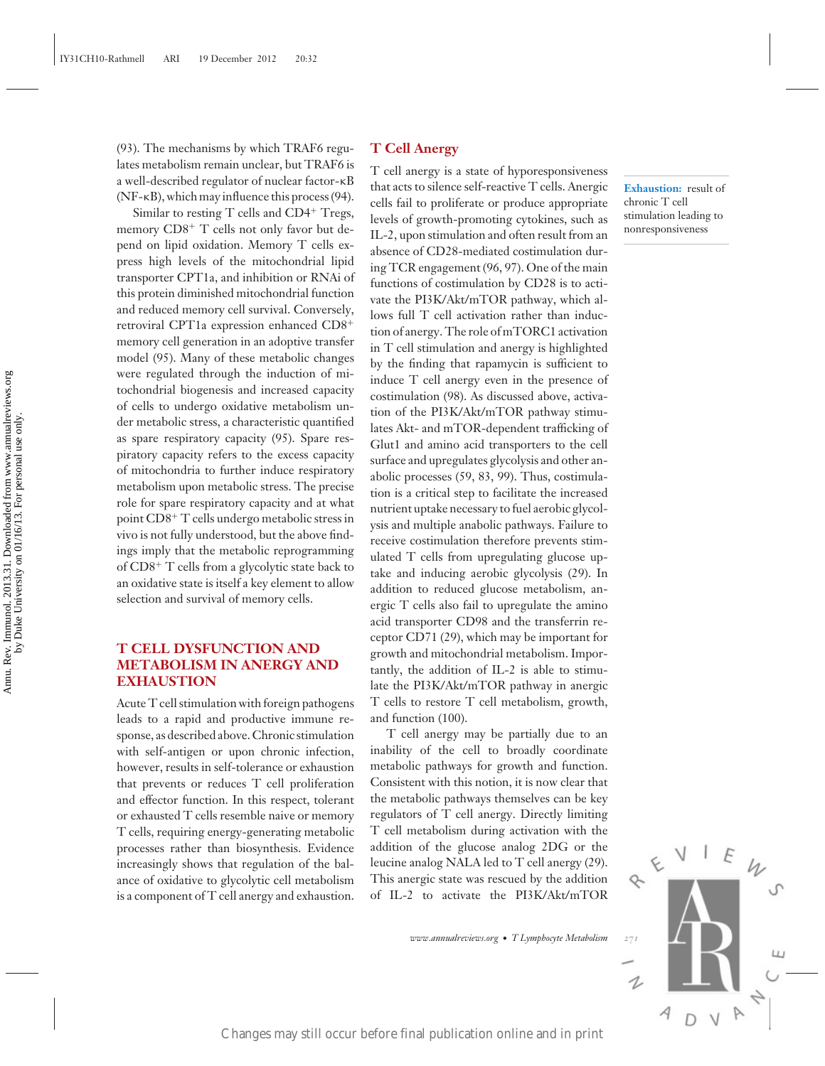(93). The mechanisms by which TRAF6 regulates metabolism remain unclear, but TRAF6 is a well-described regulator of nuclear factor-κB (NF-κB), which may influence this process (94).

Similar to resting T cells and $CD4^+$ Tregs, memory $CD8^+$ T cells not only favor but depend on lipid oxidation. Memory T cells express high levels of the mitochondrial lipid transporter CPT1a, and inhibition or RNAi of this protein diminished mitochondrial function and reduced memory cell survival. Conversely, retroviral CPT1a expression enhanced $CD8^+$ memory cell generation in an adoptive transfer model (95). Many of these metabolic changes were regulated through the induction of mitochondrial biogenesis and increased capacity of cells to undergo oxidative metabolism under metabolic stress, a characteristic quantified as spare respiratory capacity (95). Spare respiratory capacity refers to the excess capacity of mitochondria to further induce respiratory metabolism upon metabolic stress. The precise role for spare respiratory capacity and at what point $CD8^+$ T cells undergo metabolic stress in vivo is not fully understood, but the above findings imply that the metabolic reprogramming of $CD8^+$ T cells from a glycolytic state back to an oxidative state is itself a key element to allow selection and survival of memory cells.

## T CELL DYSFUNCTION AND METABOLISM IN ANERGY AND EXHAUSTION

Acute T cell stimulation with foreign pathogens leads to a rapid and productive immune response, as described above. Chronic stimulation with self-antigen or upon chronic infection, however, results in self-tolerance or exhaustion that prevents or reduces T cell proliferation and effector function. In this respect, tolerant or exhausted T cells resemble naive or memory T cells, requiring energy-generating metabolic processes rather than biosynthesis. Evidence increasingly shows that regulation of the balance of oxidative to glycolytic cell metabolism is a component of T cell anergy and exhaustion.

### T Cell Anergy

T cell anergy is a state of hyporesponsiveness that acts to silence self-reactive T cells. Anergic cells fail to proliferate or produce appropriate levels of growth-promoting cytokines, such as IL-2, upon stimulation and often result from an absence of CD28-mediated costimulation during TCR engagement (96, 97). One of the main functions of costimulation by CD28 is to activate the PI3K/Akt/mTOR pathway, which allows full T cell activation rather than induction of anergy. The role of mTORC1 activation in T cell stimulation and anergy is highlighted by the finding that rapamycin is sufficient to induce T cell anergy even in the presence of costimulation (98). As discussed above, activation of the PI3K/Akt/mTOR pathway stimulates Akt- and mTOR-dependent trafficking of Glut1 and amino acid transporters to the cell surface and upregulates glycolysis and other anabolic processes (59, 83, 99). Thus, costimulation is a critical step to facilitate the increased nutrient uptake necessary to fuel aerobic glycolysis and multiple anabolic pathways. Failure to receive costimulation therefore prevents stimulated T cells from upregulating glucose uptake and inducing aerobic glycolysis (29). In addition to reduced glucose metabolism, anergic T cells also fail to upregulate the amino acid transporter CD98 and the transferrin receptor CD71 (29), which may be important for growth and mitochondrial metabolism. Importantly, the addition of IL-2 is able to stimulate the PI3K/Akt/mTOR pathway in anergic T cells to restore T cell metabolism, growth, and function (100).

**Exhaustion:** result of chronic T cell stimulation leading to nonresponsiveness

T cell anergy may be partially due to an inability of the cell to broadly coordinate metabolic pathways for growth and function. Consistent with this notion, it is now clear that the metabolic pathways themselves can be key regulators of T cell anergy. Directly limiting T cell metabolism during activation with the addition of the glucose analog 2DG or the leucine analog NALA led to T cell anergy (29). This anergic state was rescued by the addition of IL-2 to activate the PI3K/Akt/mTOR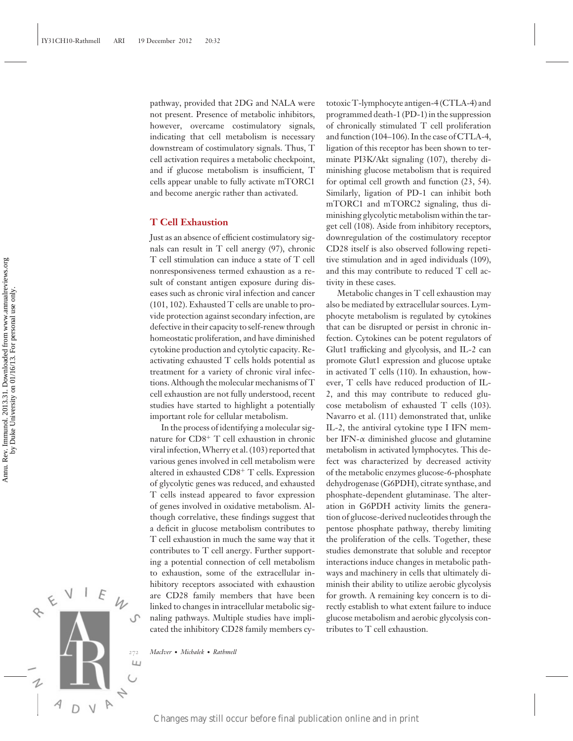pathway, provided that 2DG and NALA were not present. Presence of metabolic inhibitors, however, overcame costimulatory signals, indicating that cell metabolism is necessary downstream of costimulatory signals. Thus, T cell activation requires a metabolic checkpoint, and if glucose metabolism is insufficient, T cells appear unable to fully activate mTORC1 and become anergic rather than activated.

## T Cell Exhaustion

Just as an absence of efficient costimulatory signals can result in T cell anergy (97), chronic T cell stimulation can induce a state of T cell nonresponsiveness termed exhaustion as a result of constant antigen exposure during diseases such as chronic viral infection and cancer (101, 102). Exhausted T cells are unable to provide protection against secondary infection, are defective in their capacity to self-renew through homeostatic proliferation, and have diminished cytokine production and cytolytic capacity. Reactivating exhausted T cells holds potential as treatment for a variety of chronic viral infections. Although the molecular mechanisms of T cell exhaustion are not fully understood, recent studies have started to highlight a potentially important role for cellular metabolism.

In the process of identifying a molecular signature for $CD8^+$ T cell exhaustion in chronic viral infection, Wherry et al. (103) reported that various genes involved in cell metabolism were altered in exhausted $CD8^+$ T cells. Expression of glycolytic genes was reduced, and exhausted T cells instead appeared to favor expression of genes involved in oxidative metabolism. Although correlative, these findings suggest that a deficit in glucose metabolism contributes to T cell exhaustion in much the same way that it contributes to T cell anergy. Further supporting a potential connection of cell metabolism to exhaustion, some of the extracellular inhibitory receptors associated with exhaustion are CD28 family members that have been linked to changes in intracellular metabolic signaling pathways. Multiple studies have implicated the inhibitory CD28 family members cytotoxic T-lymphocyte antigen-4 (CTLA-4) and programmed death-1 (PD-1) in the suppression of chronically stimulated T cell proliferation and function (104–106). In the case of CTLA-4, ligation of this receptor has been shown to terminate PI3K/Akt signaling (107), thereby diminishing glucose metabolism that is required for optimal cell growth and function (23, 54). Similarly, ligation of PD-1 can inhibit both mTORC1 and mTORC2 signaling, thus diminishing glycolytic metabolism within the target cell (108). Aside from inhibitory receptors, downregulation of the costimulatory receptor CD28 itself is also observed following repetitive stimulation and in aged individuals (109), and this may contribute to reduced T cell activity in these cases.

Metabolic changes in T cell exhaustion may also be mediated by extracellular sources. Lymphocyte metabolism is regulated by cytokines that can be disrupted or persist in chronic infection. Cytokines can be potent regulators of Glut1 trafficking and glycolysis, and IL-2 can promote Glut1 expression and glucose uptake in activated T cells (110). In exhaustion, however, T cells have reduced production of IL-2, and this may contribute to reduced glucose metabolism of exhausted T cells (103). Navarro et al. (111) demonstrated that, unlike IL-2, the antiviral cytokine type I IFN member IFN-$\alpha$ diminished glucose and glutamine metabolism in activated lymphocytes. This defect was characterized by decreased activity of the metabolic enzymes glucose-6-phosphate dehydrogenase (G6PDH), citrate synthase, and phosphate-dependent glutaminase. The alteration in G6PDH activity limits the generation of glucose-derived nucleotides through the pentose phosphate pathway, thereby limiting the proliferation of the cells. Together, these studies demonstrate that soluble and receptor interactions induce changes in metabolic pathways and machinery in cells that ultimately diminish their ability to utilize aerobic glycolysis for growth. A remaining key concern is to directly establish to what extent failure to induce glucose metabolism and aerobic glycolysis contributes to T cell exhaustion.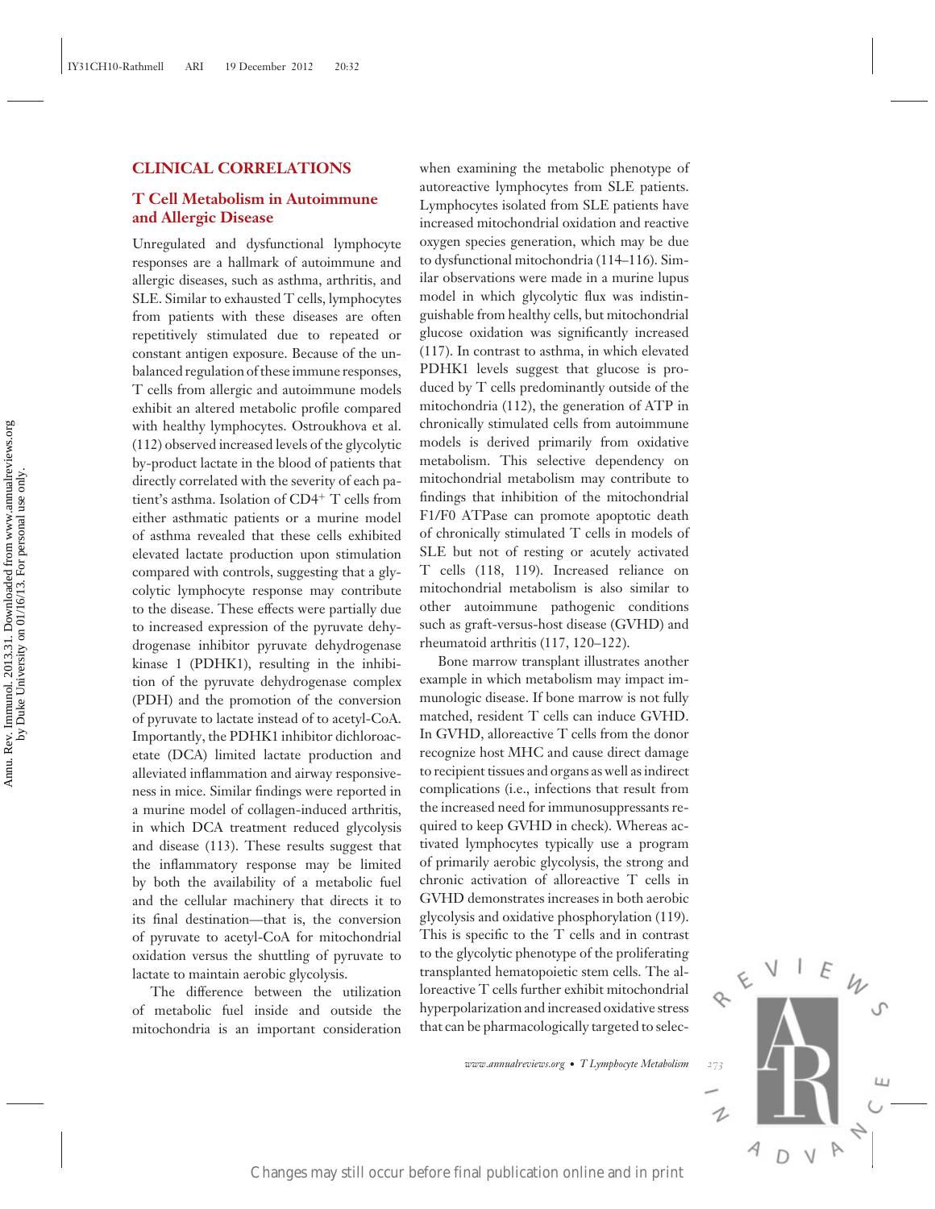## CLINICAL CORRELATIONS

### T Cell Metabolism in Autoimmune and Allergic Disease

Unregulated and dysfunctional lymphocyte responses are a hallmark of autoimmune and allergic diseases, such as asthma, arthritis, and SLE. Similar to exhausted T cells, lymphocytes from patients with these diseases are often repetitively stimulated due to repeated or constant antigen exposure. Because of the unbalanced regulation of these immune responses, T cells from allergic and autoimmune models exhibit an altered metabolic profile compared with healthy lymphocytes. Ostroukhova et al. (112) observed increased levels of the glycolytic by-product lactate in the blood of patients that directly correlated with the severity of each patient's asthma. Isolation of $CD4^+$ T cells from either asthmatic patients or a murine model of asthma revealed that these cells exhibited elevated lactate production upon stimulation compared with controls, suggesting that a glycolytic lymphocyte response may contribute to the disease. These effects were partially due to increased expression of the pyruvate dehydrogenase inhibitor pyruvate dehydrogenase kinase 1 (PDHK1), resulting in the inhibition of the pyruvate dehydrogenase complex (PDH) and the promotion of the conversion of pyruvate to lactate instead of to acetyl-CoA. Importantly, the PDHK1 inhibitor dichloroacetate (DCA) limited lactate production and alleviated inflammation and airway responsiveness in mice. Similar findings were reported in a murine model of collagen-induced arthritis, in which DCA treatment reduced glycolysis and disease (113). These results suggest that the inflammatory response may be limited by both the availability of a metabolic fuel and the cellular machinery that directs it to its final destination—that is, the conversion of pyruvate to acetyl-CoA for mitochondrial oxidation versus the shuttling of pyruvate to lactate to maintain aerobic glycolysis.

The difference between the utilization of metabolic fuel inside and outside the mitochondria is an important consideration when examining the metabolic phenotype of autoreactive lymphocytes from SLE patients. Lymphocytes isolated from SLE patients have increased mitochondrial oxidation and reactive oxygen species generation, which may be due to dysfunctional mitochondria (114–116). Similar observations were made in a murine lupus model in which glycolytic flux was indistinguishable from healthy cells, but mitochondrial glucose oxidation was significantly increased (117). In contrast to asthma, in which elevated PDHK1 levels suggest that glucose is produced by T cells predominantly outside of the mitochondria (112), the generation of ATP in chronically stimulated cells from autoimmune models is derived primarily from oxidative metabolism. This selective dependency on mitochondrial metabolism may contribute to findings that inhibition of the mitochondrial F1/F0 ATPase can promote apoptotic death of chronically stimulated T cells in models of SLE but not of resting or acutely activated T cells (118, 119). Increased reliance on mitochondrial metabolism is also similar to other autoimmune pathogenic conditions such as graft-versus-host disease (GVHD) and rheumatoid arthritis (117, 120–122).

Bone marrow transplant illustrates another example in which metabolism may impact immunologic disease. If bone marrow is not fully matched, resident T cells can induce GVHD. In GVHD, alloreactive T cells from the donor recognize host MHC and cause direct damage to recipient tissues and organs as well as indirect complications (i.e., infections that result from the increased need for immunosuppressants required to keep GVHD in check). Whereas activated lymphocytes typically use a program of primarily aerobic glycolysis, the strong and chronic activation of alloreactive T cells in GVHD demonstrates increases in both aerobic glycolysis and oxidative phosphorylation (119). This is specific to the T cells and in contrast to the glycolytic phenotype of the proliferating transplanted hematopoietic stem cells. The alloreactive T cells further exhibit mitochondrial hyperpolarization and increased oxidative stress that can be pharmacologically targeted to selec-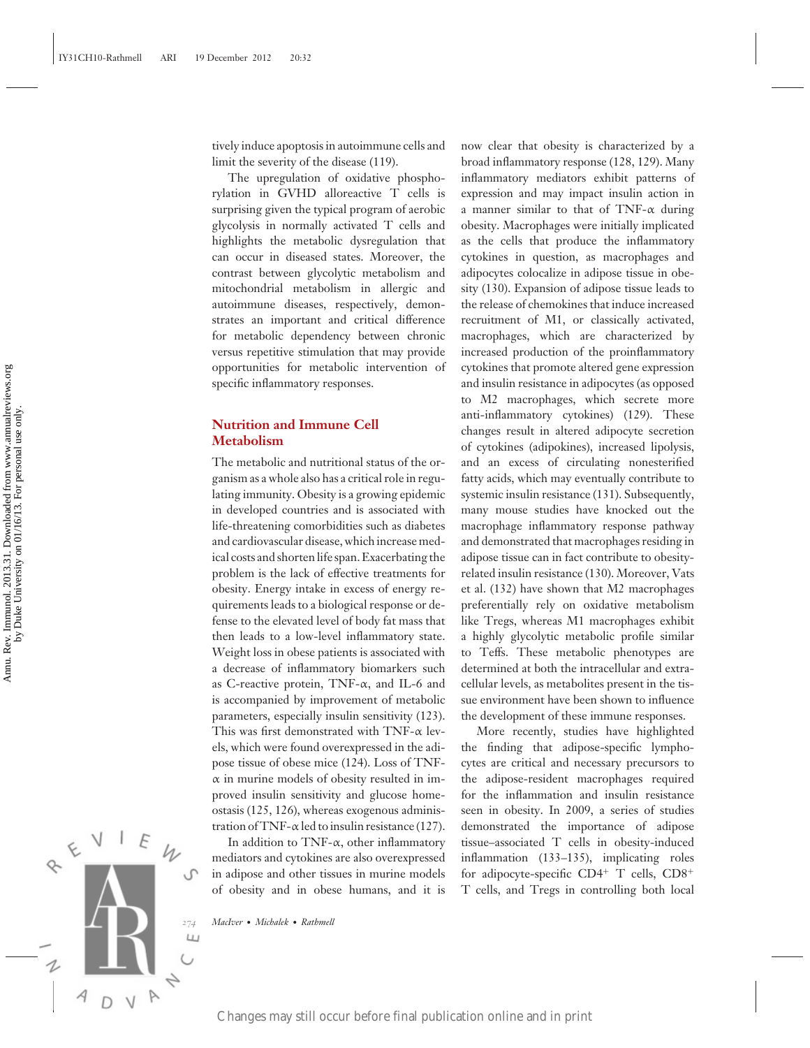tively induce apoptosis in autoimmune cells and limit the severity of the disease (119).

The upregulation of oxidative phosphorylation in GVHD alloreactive T cells is surprising given the typical program of aerobic glycolysis in normally activated T cells and highlights the metabolic dysregulation that can occur in diseased states. Moreover, the contrast between glycolytic metabolism and mitochondrial metabolism in allergic and autoimmune diseases, respectively, demonstrates an important and critical difference for metabolic dependency between chronic versus repetitive stimulation that may provide opportunities for metabolic intervention of specific inflammatory responses.

## Nutrition and Immune Cell Metabolism

The metabolic and nutritional status of the organism as a whole also has a critical role in regulating immunity. Obesity is a growing epidemic in developed countries and is associated with life-threatening comorbidities such as diabetes and cardiovascular disease, which increase medical costs and shorten life span. Exacerbating the problem is the lack of effective treatments for obesity. Energy intake in excess of energy requirements leads to a biological response or defense to the elevated level of body fat mass that then leads to a low-level inflammatory state. Weight loss in obese patients is associated with a decrease of inflammatory biomarkers such as C-reactive protein, TNF-α, and IL-6 and is accompanied by improvement of metabolic parameters, especially insulin sensitivity (123). This was first demonstrated with TNF-α levels, which were found overexpressed in the adipose tissue of obese mice (124). Loss of TNF-α in murine models of obesity resulted in improved insulin sensitivity and glucose homeostasis (125, 126), whereas exogenous administration of TNF-α led to insulin resistance (127).

In addition to TNF-α, other inflammatory mediators and cytokines are also overexpressed in adipose and other tissues in murine models of obesity and in obese humans, and it is now clear that obesity is characterized by a broad inflammatory response (128, 129). Many inflammatory mediators exhibit patterns of expression and may impact insulin action in a manner similar to that of TNF-α during obesity. Macrophages were initially implicated as the cells that produce the inflammatory cytokines in question, as macrophages and adipocytes colocalize in adipose tissue in obesity (130). Expansion of adipose tissue leads to the release of chemokines that induce increased recruitment of M1, or classically activated, macrophages, which are characterized by increased production of the proinflammatory cytokines that promote altered gene expression and insulin resistance in adipocytes (as opposed to M2 macrophages, which secrete more anti-inflammatory cytokines) (129). These changes result in altered adipocyte secretion of cytokines (adipokines), increased lipolysis, and an excess of circulating nonesterified fatty acids, which may eventually contribute to systemic insulin resistance (131). Subsequently, many mouse studies have knocked out the macrophage inflammatory response pathway and demonstrated that macrophages residing in adipose tissue can in fact contribute to obesity-related insulin resistance (130). Moreover, Vats et al. (132) have shown that M2 macrophages preferentially rely on oxidative metabolism like Tregs, whereas M1 macrophages exhibit a highly glycolytic metabolic profile similar to Teffs. These metabolic phenotypes are determined at both the intracellular and extracellular levels, as metabolites present in the tissue environment have been shown to influence the development of these immune responses.

More recently, studies have highlighted the finding that adipose-specific lymphocytes are critical and necessary precursors to the adipose-resident macrophages required for the inflammation and insulin resistance seen in obesity. In 2009, a series of studies demonstrated the importance of adipose tissue–associated T cells in obesity-induced inflammation (133–135), implicating roles for adipocyte-specific $CD4^+$ T cells, $CD8^+$ T cells, and Tregs in controlling both local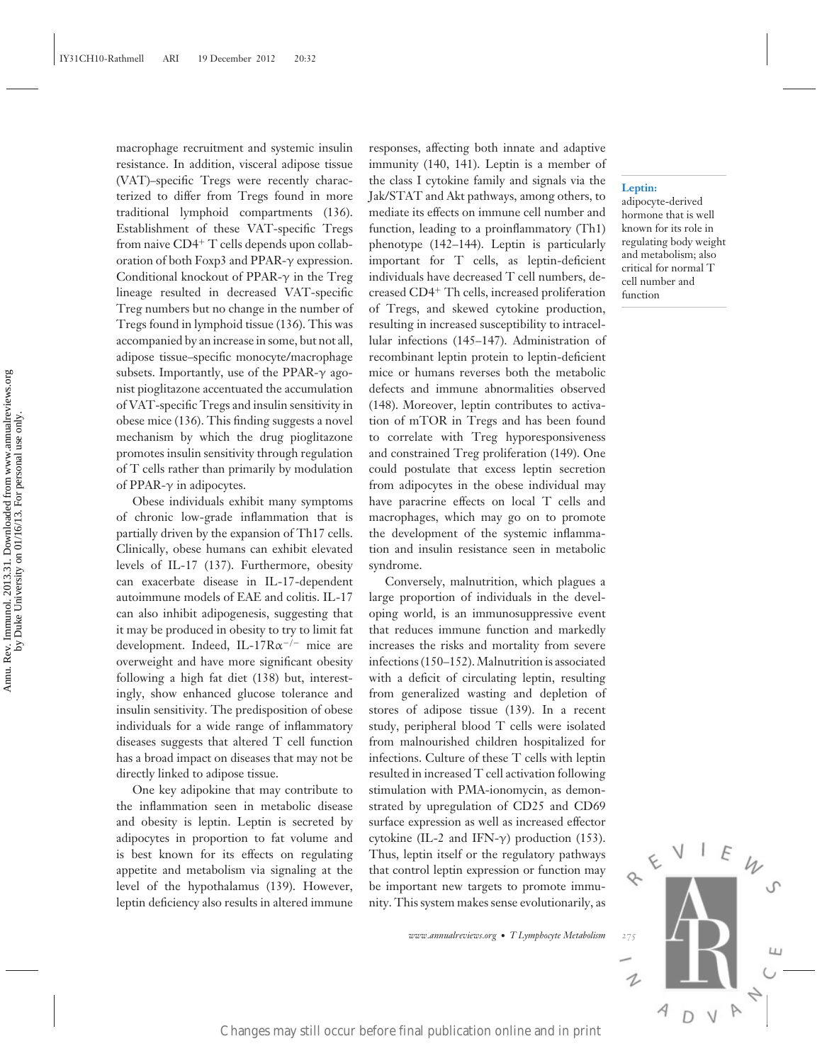macrophage recruitment and systemic insulin resistance. In addition, visceral adipose tissue (VAT)–specific Tregs were recently characterized to differ from Tregs found in more traditional lymphoid compartments (136). Establishment of these VAT-specific Tregs from naive $CD4^+$ T cells depends upon collaboration of both Foxp3 and PPAR-$\gamma$ expression. Conditional knockout of PPAR-$\gamma$ in the Treg lineage resulted in decreased VAT-specific Treg numbers but no change in the number of Tregs found in lymphoid tissue (136). This was accompanied by an increase in some, but not all, adipose tissue–specific monocyte/macrophage subsets. Importantly, use of the PPAR-$\gamma$ agonist pioglitazone accentuated the accumulation of VAT-specific Tregs and insulin sensitivity in obese mice (136). This finding suggests a novel mechanism by which the drug pioglitazone promotes insulin sensitivity through regulation of T cells rather than primarily by modulation of PPAR-$\gamma$ in adipocytes.

Obese individuals exhibit many symptoms of chronic low-grade inflammation that is partially driven by the expansion of Th17 cells. Clinically, obese humans can exhibit elevated levels of IL-17 (137). Furthermore, obesity can exacerbate disease in IL-17-dependent autoimmune models of EAE and colitis. IL-17 can also inhibit adipogenesis, suggesting that it may be produced in obesity to try to limit fat development. Indeed, IL-17R$\alpha^{-/-}$ mice are overweight and have more significant obesity following a high fat diet (138) but, interestingly, show enhanced glucose tolerance and insulin sensitivity. The predisposition of obese individuals for a wide range of inflammatory diseases suggests that altered T cell function has a broad impact on diseases that may not be directly linked to adipose tissue.

One key adipokine that may contribute to the inflammation seen in metabolic disease and obesity is leptin. Leptin is secreted by adipocytes in proportion to fat volume and is best known for its effects on regulating appetite and metabolism via signaling at the level of the hypothalamus (139). However, leptin deficiency also results in altered immune responses, affecting both innate and adaptive immunity (140, 141). Leptin is a member of the class I cytokine family and signals via the Jak/STAT and Akt pathways, among others, to mediate its effects on immune cell number and function, leading to a proinflammatory (Th1) phenotype (142–144). Leptin is particularly important for T cells, as leptin-deficient individuals have decreased T cell numbers, decreased $CD4^+$ Th cells, increased proliferation of Tregs, and skewed cytokine production, resulting in increased susceptibility to intracellular infections (145–147). Administration of recombinant leptin protein to leptin-deficient mice or humans reverses both the metabolic defects and immune abnormalities observed (148). Moreover, leptin contributes to activation of mTOR in Tregs and has been found to correlate with Treg hyporesponsiveness and constrained Treg proliferation (149). One could postulate that excess leptin secretion from adipocytes in the obese individual may have paracrine effects on local T cells and macrophages, which may go on to promote the development of the systemic inflammation and insulin resistance seen in metabolic syndrome.

**Leptin:** adipocyte-derived hormone that is well known for its role in regulating body weight and metabolism; also critical for normal T cell number and function

Conversely, malnutrition, which plagues a large proportion of individuals in the developing world, is an immunosuppressive event that reduces immune function and markedly increases the risks and mortality from severe infections (150–152). Malnutrition is associated with a deficit of circulating leptin, resulting from generalized wasting and depletion of stores of adipose tissue (139). In a recent study, peripheral blood T cells were isolated from malnourished children hospitalized for infections. Culture of these T cells with leptin resulted in increased T cell activation following stimulation with PMA-ionomycin, as demonstrated by upregulation of CD25 and CD69 surface expression as well as increased effector cytokine (IL-2 and IFN-$\gamma$) production (153). Thus, leptin itself or the regulatory pathways that control leptin expression or function may be important new targets to promote immunity. This system makes sense evolutionarily, as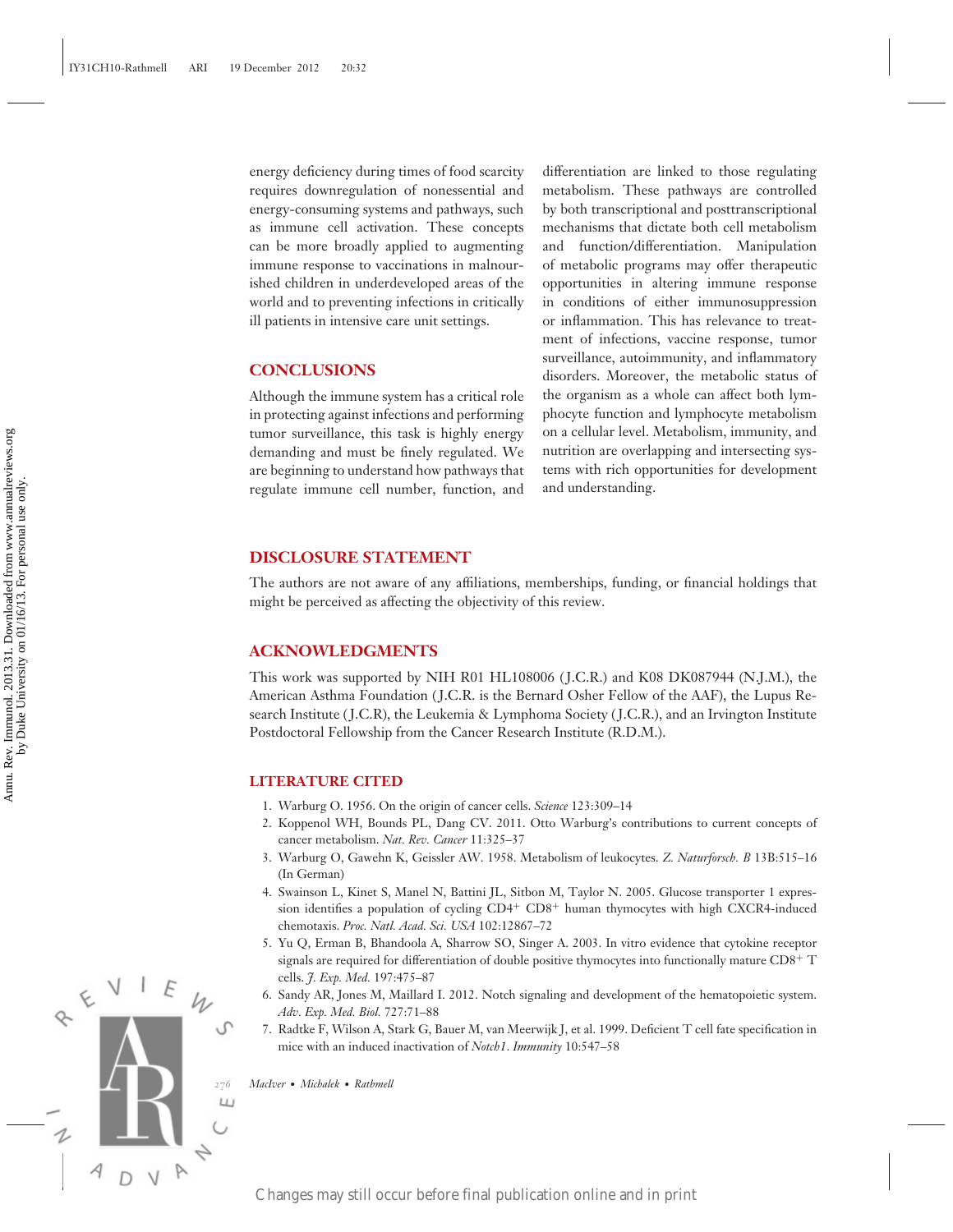energy deficiency during times of food scarcity requires downregulation of nonessential and energy-consuming systems and pathways, such as immune cell activation. These concepts can be more broadly applied to augmenting immune response to vaccinations in malnourished children in underdeveloped areas of the world and to preventing infections in critically ill patients in intensive care unit settings.

## CONCLUSIONS

Although the immune system has a critical role in protecting against infections and performing tumor surveillance, this task is highly energy demanding and must be finely regulated. We are beginning to understand how pathways that regulate immune cell number, function, and differentiation are linked to those regulating metabolism. These pathways are controlled by both transcriptional and posttranscriptional mechanisms that dictate both cell metabolism and function/differentiation. Manipulation of metabolic programs may offer therapeutic opportunities in altering immune response in conditions of either immunosuppression or inflammation. This has relevance to treatment of infections, vaccine response, tumor surveillance, autoimmunity, and inflammatory disorders. Moreover, the metabolic status of the organism as a whole can affect both lymphocyte function and lymphocyte metabolism on a cellular level. Metabolism, immunity, and nutrition are overlapping and intersecting systems with rich opportunities for development and understanding.

## DISCLOSURE STATEMENT

The authors are not aware of any affiliations, memberships, funding, or financial holdings that might be perceived as affecting the objectivity of this review.

## ACKNOWLEDGMENTS

This work was supported by NIH R01 HL108006 (J.C.R.) and K08 DK087944 (N.J.M.), the American Asthma Foundation (J.C.R. is the Bernard Osher Fellow of the AAF), the Lupus Research Institute (J.C.R), the Leukemia & Lymphoma Society (J.C.R.), and an Irvington Institute Postdoctoral Fellowship from the Cancer Research Institute (R.D.M.).

## LITERATURE CITED

1. Warburg O. 1956. On the origin of cancer cells. *Science* 123:309–14
2. Koppenol WH, Bounds PL, Dang CV. 2011. Otto Warburg's contributions to current concepts of cancer metabolism. *Nat. Rev. Cancer* 11:325–37
3. Warburg O, Gawehn K, Geissler AW. 1958. Metabolism of leukocytes. *Z. Naturforsch. B* 13B:515–16 (In German)
4. Swainson L, Kinet S, Manel N, Battini JL, Sitbon M, Taylor N. 2005. Glucose transporter 1 expression identifies a population of cycling CD4$^+$ CD8$^+$ human thymocytes with high CXCR4-induced chemotaxis. *Proc. Natl. Acad. Sci. USA* 102:12867–72
5. Yu Q, Erman B, Bhandoola A, Sharrow SO, Singer A. 2003. In vitro evidence that cytokine receptor signals are required for differentiation of double positive thymocytes into functionally mature CD8$^+$ T cells. *J. Exp. Med.* 197:475–87
6. Sandy AR, Jones M, Maillard I. 2012. Notch signaling and development of the hematopoietic system. *Adv. Exp. Med. Biol.* 727:71–88
7. Radtke F, Wilson A, Stark G, Bauer M, van Meerwijk J, et al. 1999. Deficient T cell fate specification in mice with an induced inactivation of *Notch1*. *Immunity* 10:547–58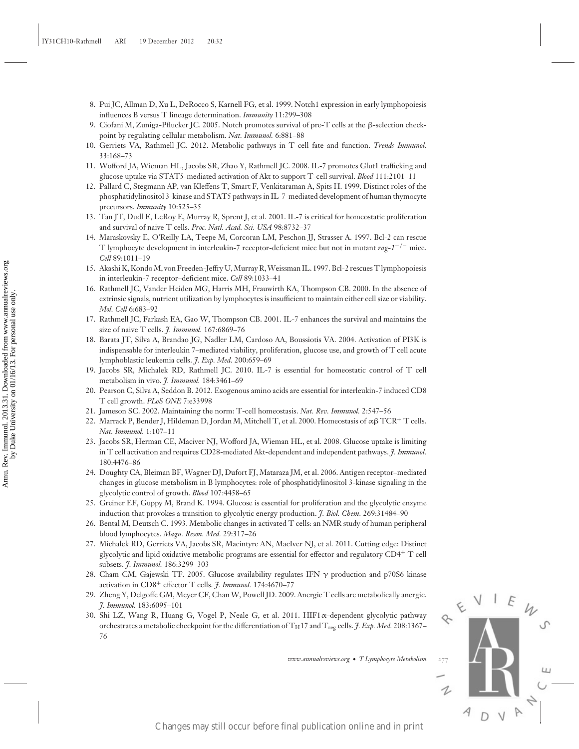8. Pui JC, Allman D, Xu L, DeRocco S, Karnell FG, et al. 1999. Notch1 expression in early lymphopoiesis influences B versus T lineage determination. *Immunity* 11:299–308
9. Ciofani M, Zuniga-Pflucker JC. 2005. Notch promotes survival of pre-T cells at the β-selection checkpoint by regulating cellular metabolism. *Nat. Immunol.* 6:881–88
10. Gerriets VA, Rathmell JC. 2012. Metabolic pathways in T cell fate and function. *Trends Immunol.* 33:168–73
11. Wofford JA, Wieman HL, Jacobs SR, Zhao Y, Rathmell JC. 2008. IL-7 promotes Glut1 trafficking and glucose uptake via STAT5-mediated activation of Akt to support T-cell survival. *Blood* 111:2101–11
12. Pallard C, Stegmann AP, van Kleffens T, Smart F, Venkitaraman A, Spits H. 1999. Distinct roles of the phosphatidylinositol 3-kinase and STAT5 pathways in IL-7-mediated development of human thymocyte precursors. *Immunity* 10:525–35
13. Tan JT, Dudl E, LeRoy E, Murray R, Sprent J, et al. 2001. IL-7 is critical for homeostatic proliferation and survival of naive T cells. *Proc. Natl. Acad. Sci. USA* 98:8732–37
14. Maraskovsky E, O'Reilly LA, Teepe M, Corcoran LM, Peschon JJ, Strasser A. 1997. Bcl-2 can rescue T lymphocyte development in interleukin-7 receptor-deficient mice but not in mutant *rag-1*$^{-/-}$ mice. *Cell* 89:1011–19
15. Akashi K, Kondo M, von Freeden-Jeffry U, Murray R, Weissman IL. 1997. Bcl-2 rescues T lymphopoiesis in interleukin-7 receptor–deficient mice. *Cell* 89:1033–41
16. Rathmell JC, Vander Heiden MG, Harris MH, Frauwirth KA, Thompson CB. 2000. In the absence of extrinsic signals, nutrient utilization by lymphocytes is insufficient to maintain either cell size or viability. *Mol. Cell* 6:683–92
17. Rathmell JC, Farkash EA, Gao W, Thompson CB. 2001. IL-7 enhances the survival and maintains the size of naive T cells. *J. Immunol.* 167:6869–76
18. Barata JT, Silva A, Brandao JG, Nadler LM, Cardoso AA, Boussiotis VA. 2004. Activation of PI3K is indispensable for interleukin 7–mediated viability, proliferation, glucose use, and growth of T cell acute lymphoblastic leukemia cells. *J. Exp. Med.* 200:659–69
19. Jacobs SR, Michalek RD, Rathmell JC. 2010. IL-7 is essential for homeostatic control of T cell metabolism in vivo. *J. Immunol.* 184:3461–69
20. Pearson C, Silva A, Seddon B. 2012. Exogenous amino acids are essential for interleukin-7 induced CD8 T cell growth. *PLoS ONE* 7:e33998
21. Jameson SC. 2002. Maintaining the norm: T-cell homeostasis. *Nat. Rev. Immunol.* 2:547–56
22. Marrack P, Bender J, Hildeman D, Jordan M, Mitchell T, et al. 2000. Homeostasis of αβ TCR$^{+}$ T cells. *Nat. Immunol.* 1:107–11
23. Jacobs SR, Herman CE, Maciver NJ, Wofford JA, Wieman HL, et al. 2008. Glucose uptake is limiting in T cell activation and requires CD28-mediated Akt-dependent and independent pathways. *J. Immunol.* 180:4476–86
24. Doughty CA, Bleiman BF, Wagner DJ, Dufort FJ, Mataraza JM, et al. 2006. Antigen receptor–mediated changes in glucose metabolism in B lymphocytes: role of phosphatidylinositol 3-kinase signaling in the glycolytic control of growth. *Blood* 107:4458–65
25. Greiner EF, Guppy M, Brand K. 1994. Glucose is essential for proliferation and the glycolytic enzyme induction that provokes a transition to glycolytic energy production. *J. Biol. Chem.* 269:31484–90
26. Bental M, Deutsch C. 1993. Metabolic changes in activated T cells: an NMR study of human peripheral blood lymphocytes. *Magn. Reson. Med.* 29:317–26
27. Michalek RD, Gerriets VA, Jacobs SR, Macintyre AN, MacIver NJ, et al. 2011. Cutting edge: Distinct glycolytic and lipid oxidative metabolic programs are essential for effector and regulatory CD4$^{+}$ T cell subsets. *J. Immunol.* 186:3299–303
28. Cham CM, Gajewski TF. 2005. Glucose availability regulates IFN-γ production and p70S6 kinase activation in CD8$^{+}$ effector T cells. *J. Immunol.* 174:4670–77
29. Zheng Y, Delgoffe GM, Meyer CF, Chan W, Powell JD. 2009. Anergic T cells are metabolically anergic. *J. Immunol.* 183:6095–101
30. Shi LZ, Wang R, Huang G, Vogel P, Neale G, et al. 2011. HIF1α–dependent glycolytic pathway orchestrates a metabolic checkpoint for the differentiation of $T_H17$ and $T_{reg}$ cells. *J. Exp. Med.* 208:1367–76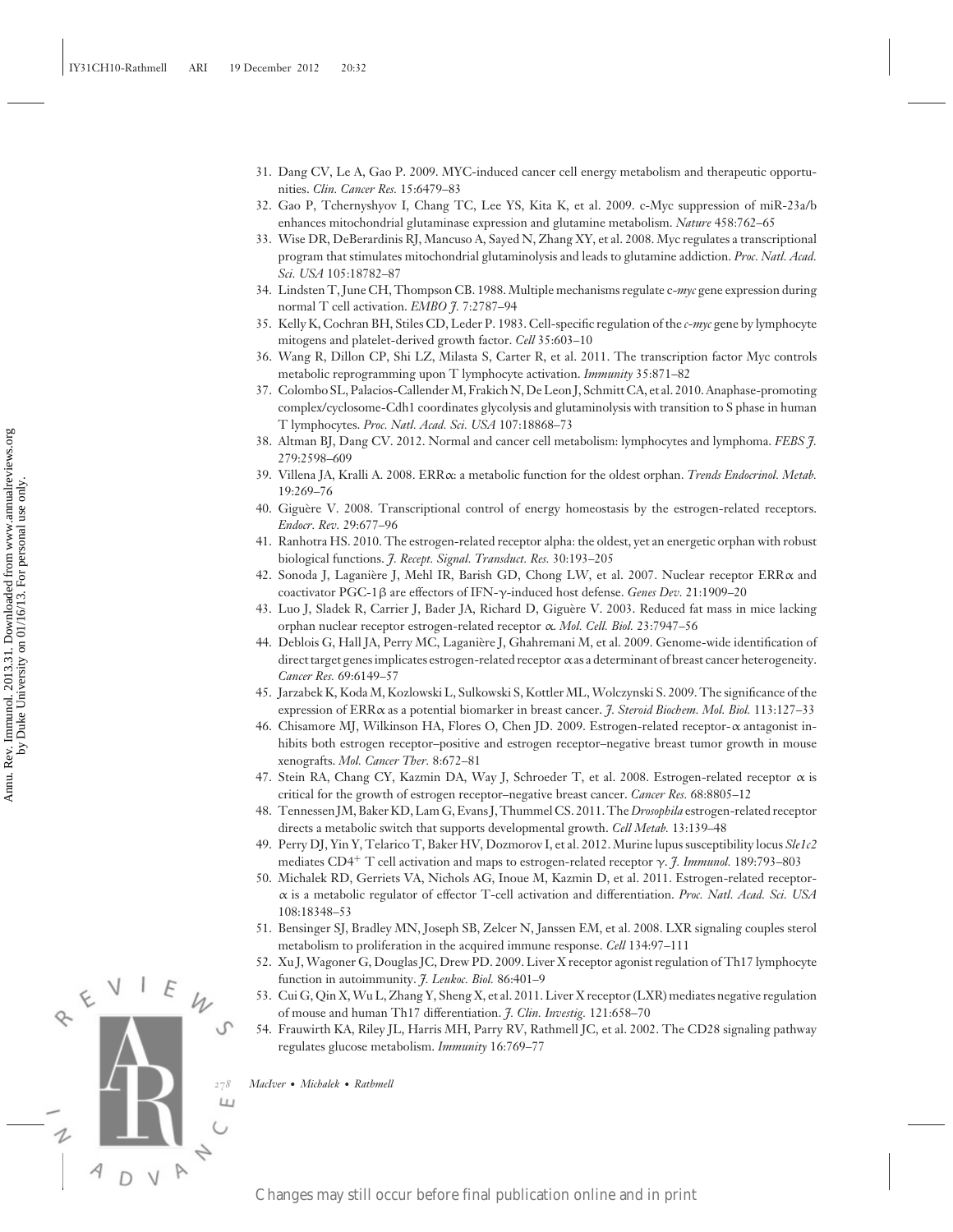31. Dang CV, Le A, Gao P. 2009. MYC-induced cancer cell energy metabolism and therapeutic opportunities. *Clin. Cancer Res.* 15:6479–83
32. Gao P, Tchernyshyov I, Chang TC, Lee YS, Kita K, et al. 2009. c-Myc suppression of miR-23a/b enhances mitochondrial glutaminase expression and glutamine metabolism. *Nature* 458:762–65
33. Wise DR, DeBerardinis RJ, Mancuso A, Sayed N, Zhang XY, et al. 2008. Myc regulates a transcriptional program that stimulates mitochondrial glutaminolysis and leads to glutamine addiction. *Proc. Natl. Acad. Sci. USA* 105:18782–87
34. Lindsten T, June CH, Thompson CB. 1988. Multiple mechanisms regulate c-*myc* gene expression during normal T cell activation. *EMBO J.* 7:2787–94
35. Kelly K, Cochran BH, Stiles CD, Leder P. 1983. Cell-specific regulation of the *c-myc* gene by lymphocyte mitogens and platelet-derived growth factor. *Cell* 35:603–10
36. Wang R, Dillon CP, Shi LZ, Milasta S, Carter R, et al. 2011. The transcription factor Myc controls metabolic reprogramming upon T lymphocyte activation. *Immunity* 35:871–82
37. Colombo SL, Palacios-Callender M, Frakich N, De Leon J, Schmitt CA, et al. 2010. Anaphase-promoting complex/cyclosome-Cdh1 coordinates glycolysis and glutaminolysis with transition to S phase in human T lymphocytes. *Proc. Natl. Acad. Sci. USA* 107:18868–73
38. Altman BJ, Dang CV. 2012. Normal and cancer cell metabolism: lymphocytes and lymphoma. *FEBS J.* 279:2598–609
39. Villena JA, Kralli A. 2008. ERRα: a metabolic function for the oldest orphan. *Trends Endocrinol. Metab.* 19:269–76
40. Giguère V. 2008. Transcriptional control of energy homeostasis by the estrogen-related receptors. *Endocr. Rev.* 29:677–96
41. Ranhotra HS. 2010. The estrogen-related receptor alpha: the oldest, yet an energetic orphan with robust biological functions. *J. Recept. Signal. Transduct. Res.* 30:193–205
42. Sonoda J, Laganière J, Mehl IR, Barish GD, Chong LW, et al. 2007. Nuclear receptor ERRα and coactivator PGC-1β are effectors of IFN-γ-induced host defense. *Genes Dev.* 21:1909–20
43. Luo J, Sladek R, Carrier J, Bader JA, Richard D, Giguère V. 2003. Reduced fat mass in mice lacking orphan nuclear receptor estrogen-related receptor α. *Mol. Cell. Biol.* 23:7947–56
44. Deblois G, Hall JA, Perry MC, Laganière J, Ghahremani M, et al. 2009. Genome-wide identification of direct target genes implicates estrogen-related receptor α as a determinant of breast cancer heterogeneity. *Cancer Res.* 69:6149–57
45. Jarzabek K, Koda M, Kozlowski L, Sulkowski S, Kottler ML, Wolczynski S. 2009. The significance of the expression of ERRα as a potential biomarker in breast cancer. *J. Steroid Biochem. Mol. Biol.* 113:127–33
46. Chisamore MJ, Wilkinson HA, Flores O, Chen JD. 2009. Estrogen-related receptor-α antagonist inhibits both estrogen receptor–positive and estrogen receptor–negative breast tumor growth in mouse xenografts. *Mol. Cancer Ther.* 8:672–81
47. Stein RA, Chang CY, Kazmin DA, Way J, Schroeder T, et al. 2008. Estrogen-related receptor α is critical for the growth of estrogen receptor–negative breast cancer. *Cancer Res.* 68:8805–12
48. Tennessen JM, Baker KD, Lam G, Evans J, Thummel CS. 2011. The *Drosophila* estrogen-related receptor directs a metabolic switch that supports developmental growth. *Cell Metab.* 13:139–48
49. Perry DJ, Yin Y, Telarico T, Baker HV, Dozmorov I, et al. 2012. Murine lupus susceptibility locus *Sle1c2* mediates CD4$^{+}$ T cell activation and maps to estrogen-related receptor γ. *J. Immunol.* 189:793–803
50. Michalek RD, Gerriets VA, Nichols AG, Inoue M, Kazmin D, et al. 2011. Estrogen-related receptor-α is a metabolic regulator of effector T-cell activation and differentiation. *Proc. Natl. Acad. Sci. USA* 108:18348–53
51. Bensinger SJ, Bradley MN, Joseph SB, Zelcer N, Janssen EM, et al. 2008. LXR signaling couples sterol metabolism to proliferation in the acquired immune response. *Cell* 134:97–111
52. Xu J, Wagoner G, Douglas JC, Drew PD. 2009. Liver X receptor agonist regulation of Th17 lymphocyte function in autoimmunity. *J. Leukoc. Biol.* 86:401–9
53. Cui G, Qin X, Wu L, Zhang Y, Sheng X, et al. 2011. Liver X receptor (LXR) mediates negative regulation of mouse and human Th17 differentiation. *J. Clin. Investig.* 121:658–70
54. Frauwirth KA, Riley JL, Harris MH, Parry RV, Rathmell JC, et al. 2002. The CD28 signaling pathway regulates glucose metabolism. *Immunity* 16:769–77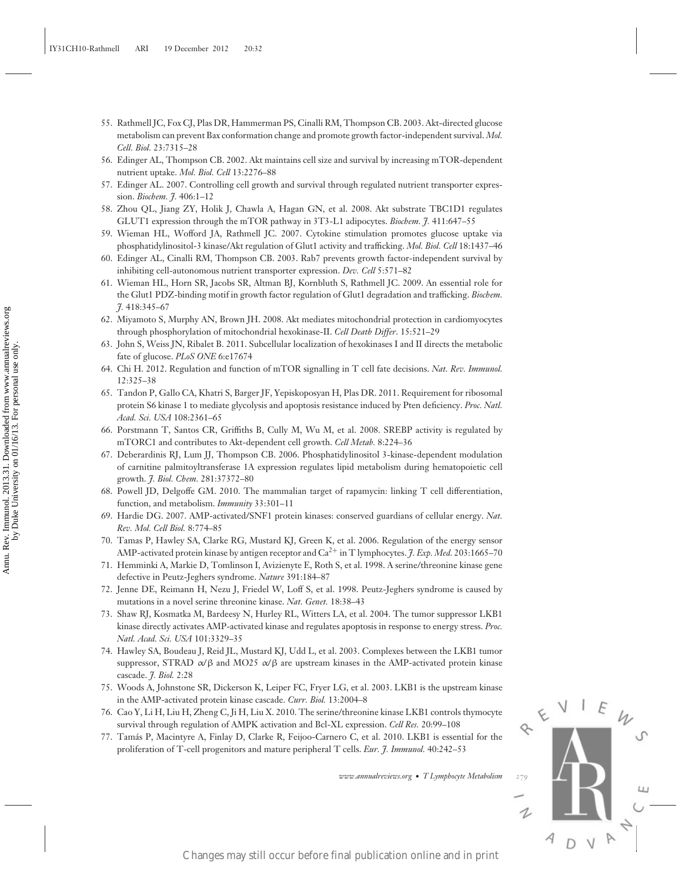55. Rathmell JC, Fox CJ, Plas DR, Hammerman PS, Cinalli RM, Thompson CB. 2003. Akt-directed glucose metabolism can prevent Bax conformation change and promote growth factor-independent survival. *Mol. Cell. Biol.* 23:7315–28
56. Edinger AL, Thompson CB. 2002. Akt maintains cell size and survival by increasing mTOR-dependent nutrient uptake. *Mol. Biol. Cell* 13:2276–88
57. Edinger AL. 2007. Controlling cell growth and survival through regulated nutrient transporter expression. *Biochem. J.* 406:1–12
58. Zhou QL, Jiang ZY, Holik J, Chawla A, Hagan GN, et al. 2008. Akt substrate TBC1D1 regulates GLUT1 expression through the mTOR pathway in 3T3-L1 adipocytes. *Biochem. J.* 411:647–55
59. Wieman HL, Wofford JA, Rathmell JC. 2007. Cytokine stimulation promotes glucose uptake via phosphatidylinositol-3 kinase/Akt regulation of Glut1 activity and trafficking. *Mol. Biol. Cell* 18:1437–46
60. Edinger AL, Cinalli RM, Thompson CB. 2003. Rab7 prevents growth factor-independent survival by inhibiting cell-autonomous nutrient transporter expression. *Dev. Cell* 5:571–82
61. Wieman HL, Horn SR, Jacobs SR, Altman BJ, Kornbluth S, Rathmell JC. 2009. An essential role for the Glut1 PDZ-binding motif in growth factor regulation of Glut1 degradation and trafficking. *Biochem. J.* 418:345–67
62. Miyamoto S, Murphy AN, Brown JH. 2008. Akt mediates mitochondrial protection in cardiomyocytes through phosphorylation of mitochondrial hexokinase-II. *Cell Death Differ.* 15:521–29
63. John S, Weiss JN, Ribalet B. 2011. Subcellular localization of hexokinases I and II directs the metabolic fate of glucose. *PLoS ONE* 6:e17674
64. Chi H. 2012. Regulation and function of mTOR signalling in T cell fate decisions. *Nat. Rev. Immunol.* 12:325–38
65. Tandon P, Gallo CA, Khatri S, Barger JF, Yepiskoposyan H, Plas DR. 2011. Requirement for ribosomal protein S6 kinase 1 to mediate glycolysis and apoptosis resistance induced by Pten deficiency. *Proc. Natl. Acad. Sci. USA* 108:2361–65
66. Porstmann T, Santos CR, Griffiths B, Cully M, Wu M, et al. 2008. SREBP activity is regulated by mTORC1 and contributes to Akt-dependent cell growth. *Cell Metab.* 8:224–36
67. Deberardinis RJ, Lum JJ, Thompson CB. 2006. Phosphatidylinositol 3-kinase-dependent modulation of carnitine palmitoyltransferase 1A expression regulates lipid metabolism during hematopoietic cell growth. *J. Biol. Chem.* 281:37372–80
68. Powell JD, Delgoffe GM. 2010. The mammalian target of rapamycin: linking T cell differentiation, function, and metabolism. *Immunity* 33:301–11
69. Hardie DG. 2007. AMP-activated/SNF1 protein kinases: conserved guardians of cellular energy. *Nat. Rev. Mol. Cell Biol.* 8:774–85
70. Tamas P, Hawley SA, Clarke RG, Mustard KJ, Green K, et al. 2006. Regulation of the energy sensor AMP-activated protein kinase by antigen receptor and $Ca^{2+}$ in T lymphocytes. *J. Exp. Med.* 203:1665–70
71. Hemminki A, Markie D, Tomlinson I, Avizienyte E, Roth S, et al. 1998. A serine/threonine kinase gene defective in Peutz-Jeghers syndrome. *Nature* 391:184–87
72. Jenne DE, Reimann H, Nezu J, Friedel W, Loff S, et al. 1998. Peutz-Jeghers syndrome is caused by mutations in a novel serine threonine kinase. *Nat. Genet.* 18:38–43
73. Shaw RJ, Kosmatka M, Bardeesy N, Hurley RL, Witters LA, et al. 2004. The tumor suppressor LKB1 kinase directly activates AMP-activated kinase and regulates apoptosis in response to energy stress. *Proc. Natl. Acad. Sci. USA* 101:3329–35
74. Hawley SA, Boudeau J, Reid JL, Mustard KJ, Udd L, et al. 2003. Complexes between the LKB1 tumor suppressor, STRAD $\alpha/\beta$ and MO25 $\alpha/\beta$ are upstream kinases in the AMP-activated protein kinase cascade. *J. Biol.* 2:28
75. Woods A, Johnstone SR, Dickerson K, Leiper FC, Fryer LG, et al. 2003. LKB1 is the upstream kinase in the AMP-activated protein kinase cascade. *Curr. Biol.* 13:2004–8
76. Cao Y, Li H, Liu H, Zheng C, Ji H, Liu X. 2010. The serine/threonine kinase LKB1 controls thymocyte survival through regulation of AMPK activation and Bcl-XL expression. *Cell Res.* 20:99–108
77. Tamás P, Macintyre A, Finlay D, Clarke R, Feijoo-Carnero C, et al. 2010. LKB1 is essential for the proliferation of T-cell progenitors and mature peripheral T cells. *Eur. J. Immunol.* 40:242–53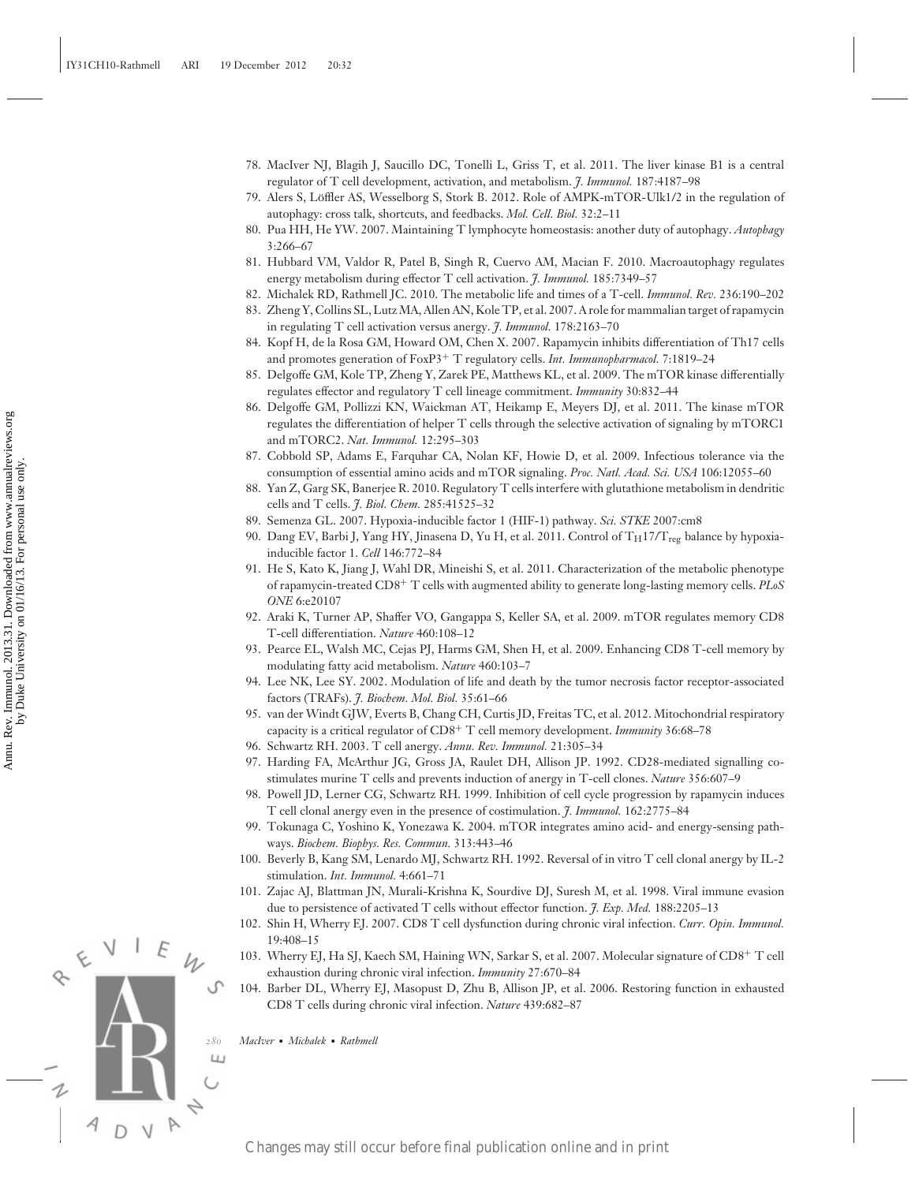78. MacIver NJ, Blagih J, Saucillo DC, Tonelli L, Griss T, et al. 2011. The liver kinase B1 is a central regulator of T cell development, activation, and metabolism. *J. Immunol.* 187:4187–98
79. Alers S, Löffler AS, Wesselborg S, Stork B. 2012. Role of AMPK-mTOR-Ulk1/2 in the regulation of autophagy: cross talk, shortcuts, and feedbacks. *Mol. Cell. Biol.* 32:2–11
80. Pua HH, He YW. 2007. Maintaining T lymphocyte homeostasis: another duty of autophagy. *Autophagy* 3:266–67
81. Hubbard VM, Valdor R, Patel B, Singh R, Cuervo AM, Macian F. 2010. Macroautophagy regulates energy metabolism during effector T cell activation. *J. Immunol.* 185:7349–57
82. Michalek RD, Rathmell JC. 2010. The metabolic life and times of a T-cell. *Immunol. Rev.* 236:190–202
83. Zheng Y, Collins SL, Lutz MA, Allen AN, Kole TP, et al. 2007. A role for mammalian target of rapamycin in regulating T cell activation versus anergy. *J. Immunol.* 178:2163–70
84. Kopf H, de la Rosa GM, Howard OM, Chen X. 2007. Rapamycin inhibits differentiation of Th17 cells and promotes generation of FoxP3$^{+}$ T regulatory cells. *Int. Immunopharmacol.* 7:1819–24
85. Delgoffe GM, Kole TP, Zheng Y, Zarek PE, Matthews KL, et al. 2009. The mTOR kinase differentially regulates effector and regulatory T cell lineage commitment. *Immunity* 30:832–44
86. Delgoffe GM, Pollizzi KN, Waickman AT, Heikamp E, Meyers DJ, et al. 2011. The kinase mTOR regulates the differentiation of helper T cells through the selective activation of signaling by mTORC1 and mTORC2. *Nat. Immunol.* 12:295–303
87. Cobbold SP, Adams E, Farquhar CA, Nolan KF, Howie D, et al. 2009. Infectious tolerance via the consumption of essential amino acids and mTOR signaling. *Proc. Natl. Acad. Sci. USA* 106:12055–60
88. Yan Z, Garg SK, Banerjee R. 2010. Regulatory T cells interfere with glutathione metabolism in dendritic cells and T cells. *J. Biol. Chem.* 285:41525–32
89. Semenza GL. 2007. Hypoxia-inducible factor 1 (HIF-1) pathway. *Sci. STKE* 2007:cm8
90. Dang EV, Barbi J, Yang HY, Jinasena D, Yu H, et al. 2011. Control of $T_H17/T_{reg}$ balance by hypoxia-inducible factor 1. *Cell* 146:772–84
91. He S, Kato K, Jiang J, Wahl DR, Mineishi S, et al. 2011. Characterization of the metabolic phenotype of rapamycin-treated CD8$^{+}$ T cells with augmented ability to generate long-lasting memory cells. *PLoS ONE* 6:e20107
92. Araki K, Turner AP, Shaffer VO, Gangappa S, Keller SA, et al. 2009. mTOR regulates memory CD8 T-cell differentiation. *Nature* 460:108–12
93. Pearce EL, Walsh MC, Cejas PJ, Harms GM, Shen H, et al. 2009. Enhancing CD8 T-cell memory by modulating fatty acid metabolism. *Nature* 460:103–7
94. Lee NK, Lee SY. 2002. Modulation of life and death by the tumor necrosis factor receptor-associated factors (TRAFs). *J. Biochem. Mol. Biol.* 35:61–66
95. van der Windt GJW, Everts B, Chang CH, Curtis JD, Freitas TC, et al. 2012. Mitochondrial respiratory capacity is a critical regulator of CD8$^{+}$ T cell memory development. *Immunity* 36:68–78
96. Schwartz RH. 2003. T cell anergy. *Annu. Rev. Immunol.* 21:305–34
97. Harding FA, McArthur JG, Gross JA, Raulet DH, Allison JP. 1992. CD28-mediated signalling co-stimulates murine T cells and prevents induction of anergy in T-cell clones. *Nature* 356:607–9
98. Powell JD, Lerner CG, Schwartz RH. 1999. Inhibition of cell cycle progression by rapamycin induces T cell clonal anergy even in the presence of costimulation. *J. Immunol.* 162:2775–84
99. Tokunaga C, Yoshino K, Yonezawa K. 2004. mTOR integrates amino acid- and energy-sensing pathways. *Biochem. Biophys. Res. Commun.* 313:443–46
100. Beverly B, Kang SM, Lenardo MJ, Schwartz RH. 1992. Reversal of in vitro T cell clonal anergy by IL-2 stimulation. *Int. Immunol.* 4:661–71
101. Zajac AJ, Blattman JN, Murali-Krishna K, Sourdive DJ, Suresh M, et al. 1998. Viral immune evasion due to persistence of activated T cells without effector function. *J. Exp. Med.* 188:2205–13
102. Shin H, Wherry EJ. 2007. CD8 T cell dysfunction during chronic viral infection. *Curr. Opin. Immunol.* 19:408–15
103. Wherry EJ, Ha SJ, Kaech SM, Haining WN, Sarkar S, et al. 2007. Molecular signature of CD8$^{+}$ T cell exhaustion during chronic viral infection. *Immunity* 27:670–84
104. Barber DL, Wherry EJ, Masopust D, Zhu B, Allison JP, et al. 2006. Restoring function in exhausted CD8 T cells during chronic viral infection. *Nature* 439:682–87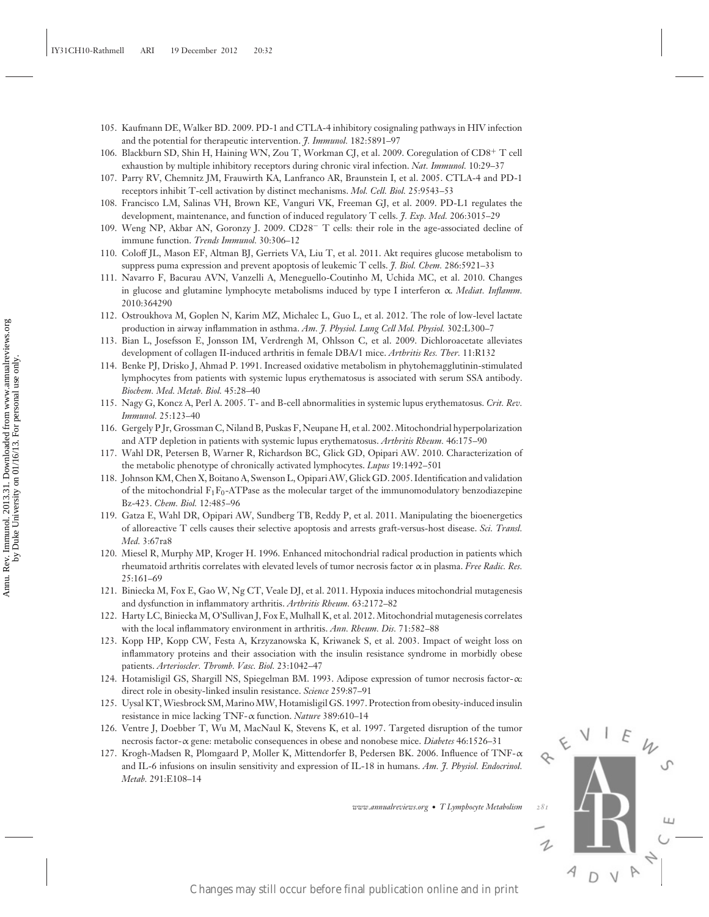105. Kaufmann DE, Walker BD. 2009. PD-1 and CTLA-4 inhibitory cosignaling pathways in HIV infection and the potential for therapeutic intervention. *J. Immunol.* 182:5891–97
106. Blackburn SD, Shin H, Haining WN, Zou T, Workman CJ, et al. 2009. Coregulation of CD8$^{+}$ T cell exhaustion by multiple inhibitory receptors during chronic viral infection. *Nat. Immunol.* 10:29–37
107. Parry RV, Chemnitz JM, Frauwirth KA, Lanfranco AR, Braunstein I, et al. 2005. CTLA-4 and PD-1 receptors inhibit T-cell activation by distinct mechanisms. *Mol. Cell. Biol.* 25:9543–53
108. Francisco LM, Salinas VH, Brown KE, Vanguri VK, Freeman GJ, et al. 2009. PD-L1 regulates the development, maintenance, and function of induced regulatory T cells. *J. Exp. Med.* 206:3015–29
109. Weng NP, Akbar AN, Goronzy J. 2009. CD28$^{-}$ T cells: their role in the age-associated decline of immune function. *Trends Immunol.* 30:306–12
110. Coloff JL, Mason EF, Altman BJ, Gerriets VA, Liu T, et al. 2011. Akt requires glucose metabolism to suppress puma expression and prevent apoptosis of leukemic T cells. *J. Biol. Chem.* 286:5921–33
111. Navarro F, Bacurau AVN, Vanzelli A, Meneguello-Coutinho M, Uchida MC, et al. 2010. Changes in glucose and glutamine lymphocyte metabolisms induced by type I interferon α. *Mediat. Inflamm.* 2010:364290
112. Ostroukhova M, Goplen N, Karim MZ, Michalec L, Guo L, et al. 2012. The role of low-level lactate production in airway inflammation in asthma. *Am. J. Physiol. Lung Cell Mol. Physiol.* 302:L300–7
113. Bian L, Josefsson E, Jonsson IM, Verdrengh M, Ohlsson C, et al. 2009. Dichloroacetate alleviates development of collagen II-induced arthritis in female DBA/1 mice. *Arthritis Res. Ther.* 11:R132
114. Benke PJ, Drisko J, Ahmad P. 1991. Increased oxidative metabolism in phytohemagglutinin-stimulated lymphocytes from patients with systemic lupus erythematosus is associated with serum SSA antibody. *Biochem. Med. Metab. Biol.* 45:28–40
115. Nagy G, Koncz A, Perl A. 2005. T- and B-cell abnormalities in systemic lupus erythematosus. *Crit. Rev. Immunol.* 25:123–40
116. Gergely P Jr, Grossman C, Niland B, Puskas F, Neupane H, et al. 2002. Mitochondrial hyperpolarization and ATP depletion in patients with systemic lupus erythematosus. *Arthritis Rheum.* 46:175–90
117. Wahl DR, Petersen B, Warner R, Richardson BC, Glick GD, Opipari AW. 2010. Characterization of the metabolic phenotype of chronically activated lymphocytes. *Lupus* 19:1492–501
118. Johnson KM, Chen X, Boitano A, Swenson L, Opipari AW, Glick GD. 2005. Identification and validation of the mitochondrial $F_1F_0$-ATPase as the molecular target of the immunomodulatory benzodiazepine Bz-423. *Chem. Biol.* 12:485–96
119. Gatza E, Wahl DR, Opipari AW, Sundberg TB, Reddy P, et al. 2011. Manipulating the bioenergetics of alloreactive T cells causes their selective apoptosis and arrests graft-versus-host disease. *Sci. Transl. Med.* 3:67ra8
120. Miesel R, Murphy MP, Kroger H. 1996. Enhanced mitochondrial radical production in patients which rheumatoid arthritis correlates with elevated levels of tumor necrosis factor α in plasma. *Free Radic. Res.* 25:161–69
121. Biniecka M, Fox E, Gao W, Ng CT, Veale DJ, et al. 2011. Hypoxia induces mitochondrial mutagenesis and dysfunction in inflammatory arthritis. *Arthritis Rheum.* 63:2172–82
122. Harty LC, Biniecka M, O'Sullivan J, Fox E, Mulhall K, et al. 2012. Mitochondrial mutagenesis correlates with the local inflammatory environment in arthritis. *Ann. Rheum. Dis.* 71:582–88
123. Kopp HP, Kopp CW, Festa A, Krzyzanowska K, Kriwanek S, et al. 2003. Impact of weight loss on inflammatory proteins and their association with the insulin resistance syndrome in morbidly obese patients. *Arterioscler. Thromb. Vasc. Biol.* 23:1042–47
124. Hotamisligil GS, Shargill NS, Spiegelman BM. 1993. Adipose expression of tumor necrosis factor-α: direct role in obesity-linked insulin resistance. *Science* 259:87–91
125. Uysal KT, Wiesbrock SM, Marino MW, Hotamisligil GS. 1997. Protection from obesity-induced insulin resistance in mice lacking TNF-α function. *Nature* 389:610–14
126. Ventre J, Doebber T, Wu M, MacNaul K, Stevens K, et al. 1997. Targeted disruption of the tumor necrosis factor-α gene: metabolic consequences in obese and nonobese mice. *Diabetes* 46:1526–31
127. Krogh-Madsen R, Plomgaard P, Moller K, Mittendorfer B, Pedersen BK. 2006. Influence of TNF-α and IL-6 infusions on insulin sensitivity and expression of IL-18 in humans. *Am. J. Physiol. Endocrinol. Metab.* 291:E108–14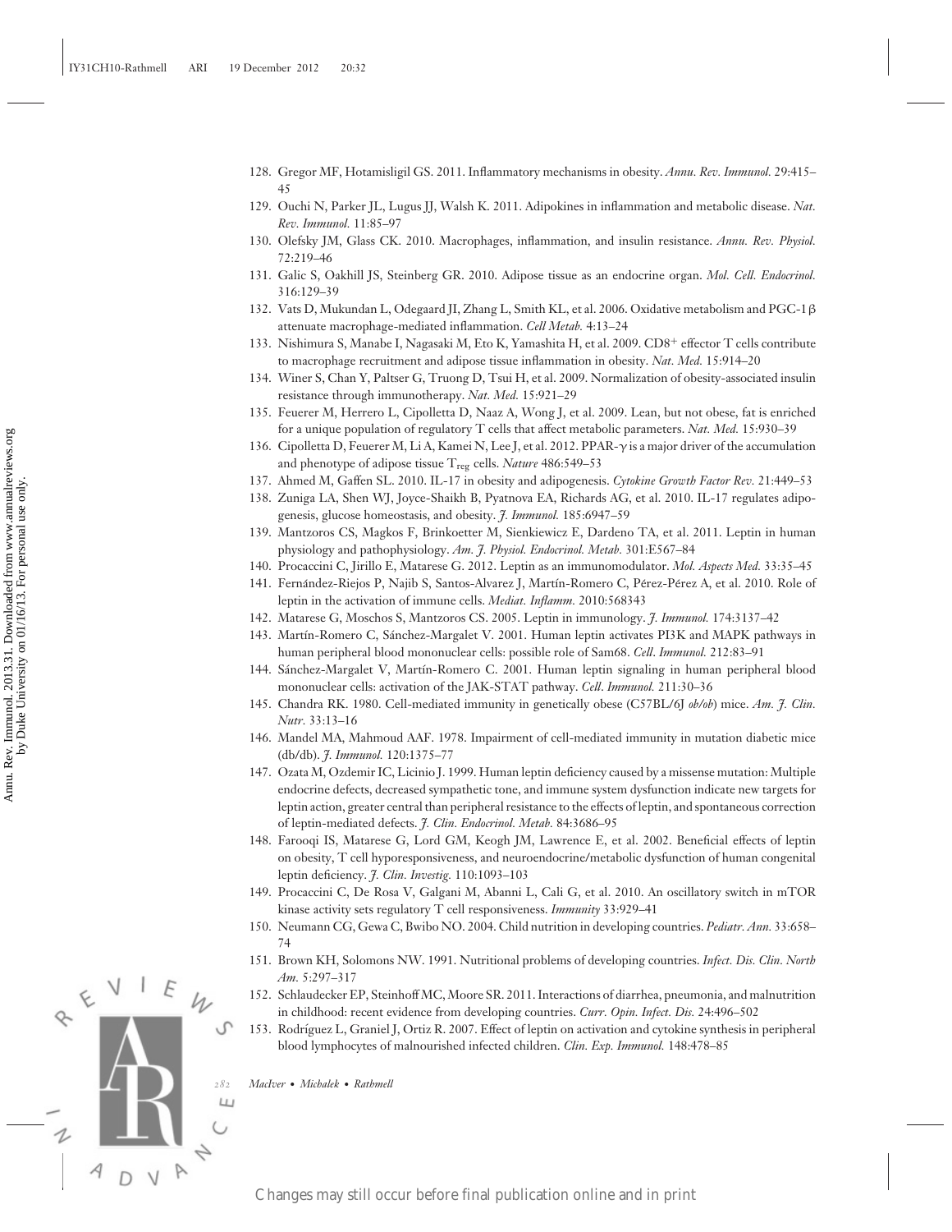128. Gregor MF, Hotamisligil GS. 2011. Inflammatory mechanisms in obesity. *Annu. Rev. Immunol.* 29:415–45
129. Ouchi N, Parker JL, Lugus JJ, Walsh K. 2011. Adipokines in inflammation and metabolic disease. *Nat. Rev. Immunol.* 11:85–97
130. Olefsky JM, Glass CK. 2010. Macrophages, inflammation, and insulin resistance. *Annu. Rev. Physiol.* 72:219–46
131. Galic S, Oakhill JS, Steinberg GR. 2010. Adipose tissue as an endocrine organ. *Mol. Cell. Endocrinol.* 316:129–39
132. Vats D, Mukundan L, Odegaard JI, Zhang L, Smith KL, et al. 2006. Oxidative metabolism and PGC-1$\beta$ attenuate macrophage-mediated inflammation. *Cell Metab.* 4:13–24
133. Nishimura S, Manabe I, Nagasaki M, Eto K, Yamashita H, et al. 2009. $CD8^+$ effector T cells contribute to macrophage recruitment and adipose tissue inflammation in obesity. *Nat. Med.* 15:914–20
134. Winer S, Chan Y, Paltser G, Truong D, Tsui H, et al. 2009. Normalization of obesity-associated insulin resistance through immunotherapy. *Nat. Med.* 15:921–29
135. Feuerer M, Herrero L, Cipolletta D, Naaz A, Wong J, et al. 2009. Lean, but not obese, fat is enriched for a unique population of regulatory T cells that affect metabolic parameters. *Nat. Med.* 15:930–39
136. Cipolletta D, Feuerer M, Li A, Kamei N, Lee J, et al. 2012. PPAR-$\gamma$ is a major driver of the accumulation and phenotype of adipose tissue $T_{reg}$ cells. *Nature* 486:549–53
137. Ahmed M, Gaffen SL. 2010. IL-17 in obesity and adipogenesis. *Cytokine Growth Factor Rev.* 21:449–53
138. Zuniga LA, Shen WJ, Joyce-Shaikh B, Pyatnova EA, Richards AG, et al. 2010. IL-17 regulates adipogenesis, glucose homeostasis, and obesity. *J. Immunol.* 185:6947–59
139. Mantzoros CS, Magkos F, Brinkoetter M, Sienkiewicz E, Dardeno TA, et al. 2011. Leptin in human physiology and pathophysiology. *Am. J. Physiol. Endocrinol. Metab.* 301:E567–84
140. Procaccini C, Jirillo E, Matarese G. 2012. Leptin as an immunomodulator. *Mol. Aspects Med.* 33:35–45
141. Fernández-Riejos P, Najib S, Santos-Alvarez J, Martín-Romero C, Pérez-Pérez A, et al. 2010. Role of leptin in the activation of immune cells. *Mediat. Inflamm.* 2010:568343
142. Matarese G, Moschos S, Mantzoros CS. 2005. Leptin in immunology. *J. Immunol.* 174:3137–42
143. Martín-Romero C, Sánchez-Margalet V. 2001. Human leptin activates PI3K and MAPK pathways in human peripheral blood mononuclear cells: possible role of Sam68. *Cell. Immunol.* 212:83–91
144. Sánchez-Margalet V, Martín-Romero C. 2001. Human leptin signaling in human peripheral blood mononuclear cells: activation of the JAK-STAT pathway. *Cell. Immunol.* 211:30–36
145. Chandra RK. 1980. Cell-mediated immunity in genetically obese (C57BL/6J *ob/ob*) mice. *Am. J. Clin. Nutr.* 33:13–16
146. Mandel MA, Mahmoud AAF. 1978. Impairment of cell-mediated immunity in mutation diabetic mice (db/db). *J. Immunol.* 120:1375–77
147. Ozata M, Ozdemir IC, Licinio J. 1999. Human leptin deficiency caused by a missense mutation: Multiple endocrine defects, decreased sympathetic tone, and immune system dysfunction indicate new targets for leptin action, greater central than peripheral resistance to the effects of leptin, and spontaneous correction of leptin-mediated defects. *J. Clin. Endocrinol. Metab.* 84:3686–95
148. Farooqi IS, Matarese G, Lord GM, Keogh JM, Lawrence E, et al. 2002. Beneficial effects of leptin on obesity, T cell hyporesponsiveness, and neuroendocrine/metabolic dysfunction of human congenital leptin deficiency. *J. Clin. Investig.* 110:1093–103
149. Procaccini C, De Rosa V, Galgani M, Abanni L, Cali G, et al. 2010. An oscillatory switch in mTOR kinase activity sets regulatory T cell responsiveness. *Immunity* 33:929–41
150. Neumann CG, Gewa C, Bwibo NO. 2004. Child nutrition in developing countries. *Pediatr. Ann.* 33:658–74
151. Brown KH, Solomons NW. 1991. Nutritional problems of developing countries. *Infect. Dis. Clin. North Am.* 5:297–317
152. Schlaudecker EP, Steinhoff MC, Moore SR. 2011. Interactions of diarrhea, pneumonia, and malnutrition in childhood: recent evidence from developing countries. *Curr. Opin. Infect. Dis.* 24:496–502
153. Rodríguez L, Graniel J, Ortiz R. 2007. Effect of leptin on activation and cytokine synthesis in peripheral blood lymphocytes of malnourished infected children. *Clin. Exp. Immunol.* 148:478–85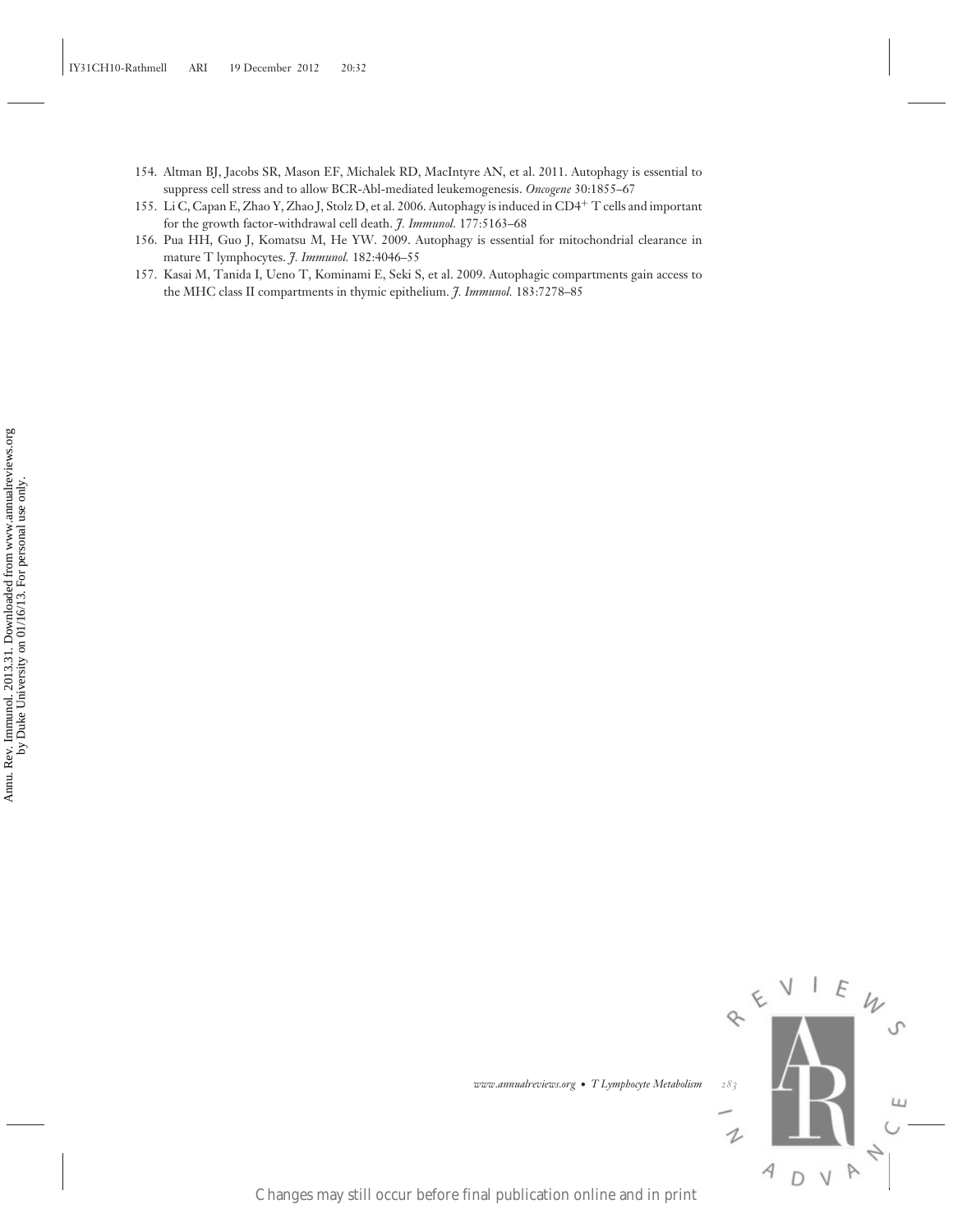154. Altman BJ, Jacobs SR, Mason EF, Michalek RD, MacIntyre AN, et al. 2011. Autophagy is essential to suppress cell stress and to allow BCR-Abl-mediated leukemogenesis. *Oncogene* 30:1855–67
155. Li C, Capan E, Zhao Y, Zhao J, Stolz D, et al. 2006. Autophagy is induced in $CD4^+$ T cells and important for the growth factor-withdrawal cell death. *J. Immunol.* 177:5163–68
156. Pua HH, Guo J, Komatsu M, He YW. 2009. Autophagy is essential for mitochondrial clearance in mature T lymphocytes. *J. Immunol.* 182:4046–55
157. Kasai M, Tanida I, Ueno T, Kominami E, Seki S, et al. 2009. Autophagic compartments gain access to the MHC class II compartments in thymic epithelium. *J. Immunol.* 183:7278–85